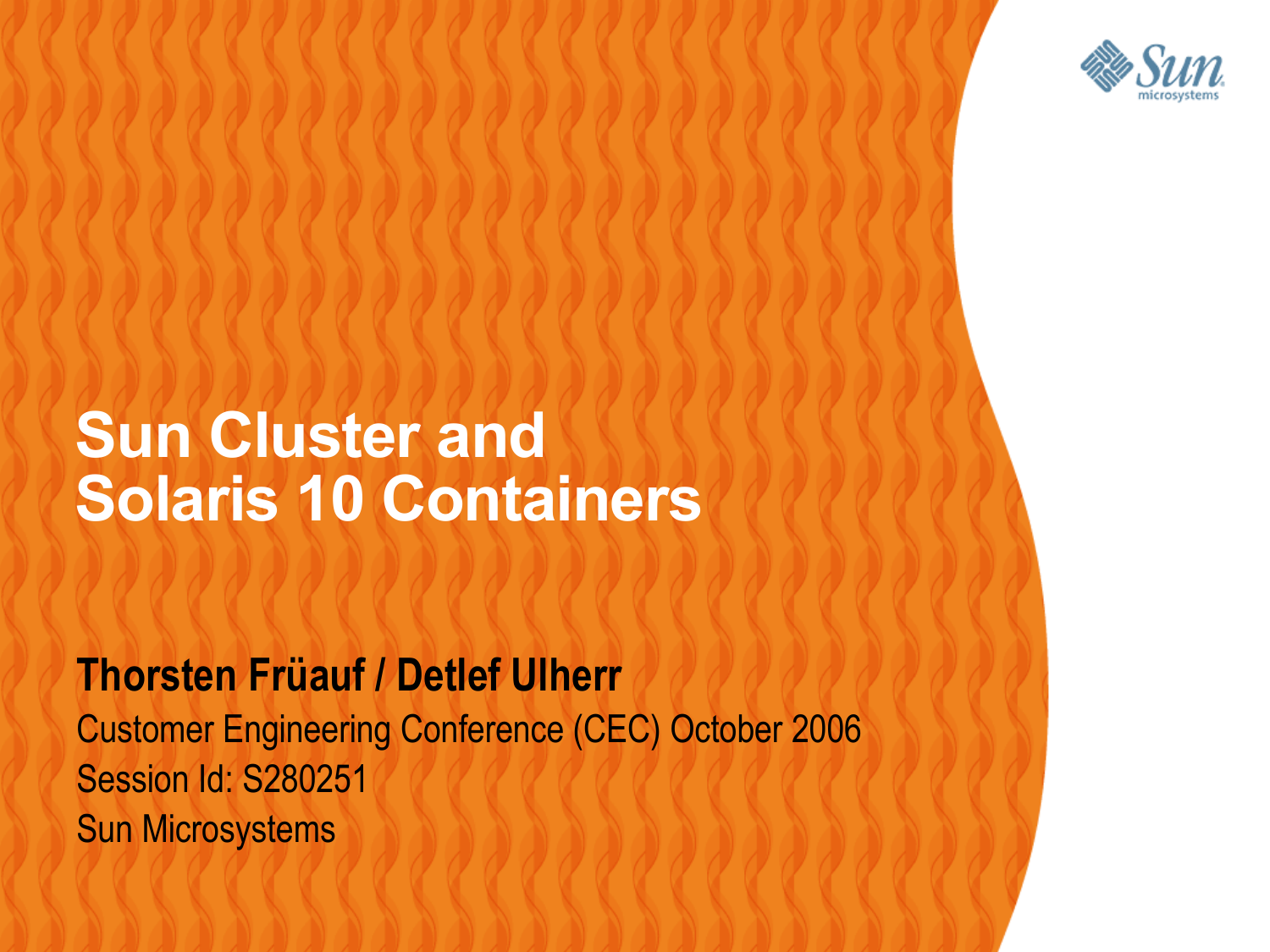# Sun Cluster and Solaris 10 Containers

**Thorsten Früauf / Detlef Ulherr**

Customer Engineering Conference (CEC) October 2006

Session Id: S280251

Sun Microsystems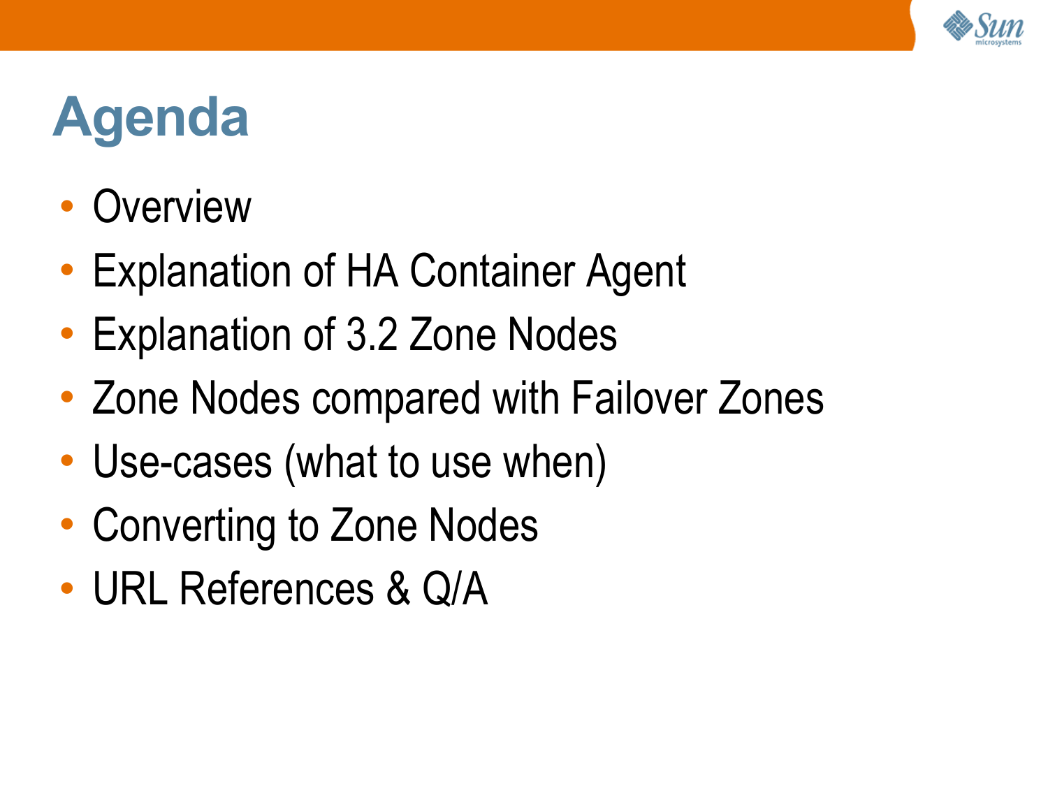# Agenda

- Overview
- Explanation of HA Container Agent
- Explanation of 3.2 Zone Nodes
- Zone Nodes compared with Failover Zones
- Use-cases (what to use when)
- Converting to Zone Nodes
- URL References & Q/A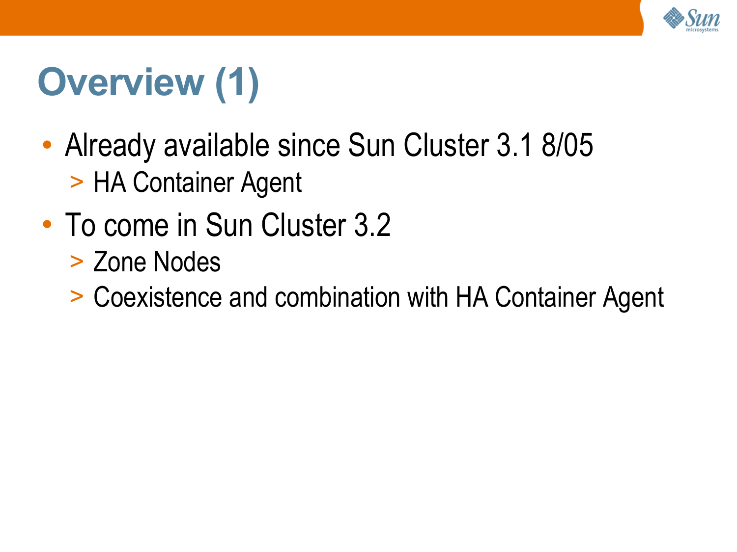# Overview (1)

- Already available since Sun Cluster 3.1 8/05
  - HA Container Agent
- To come in Sun Cluster 3.2
  - Zone Nodes
  - Coexistence and combination with HA Container Agent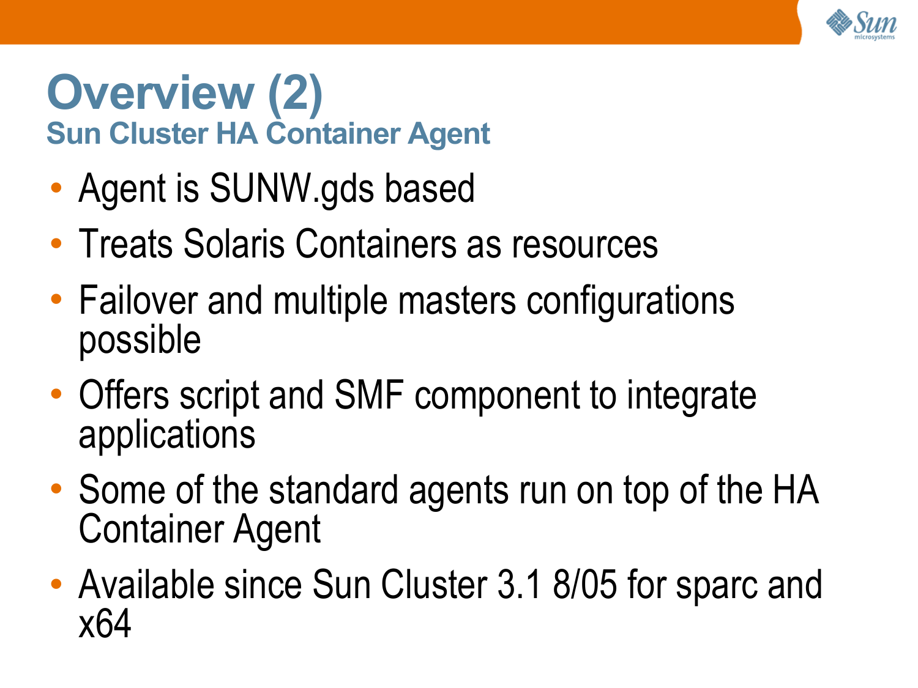# Overview (2)

## Sun Cluster HA Container Agent

- Agent is SUNW.gds based
- Treats Solaris Containers as resources
- Failover and multiple masters configurations possible
- Offers script and SMF component to integrate applications
- Some of the standard agents run on top of the HA Container Agent
- Available since Sun Cluster 3.1 8/05 for sparc and x64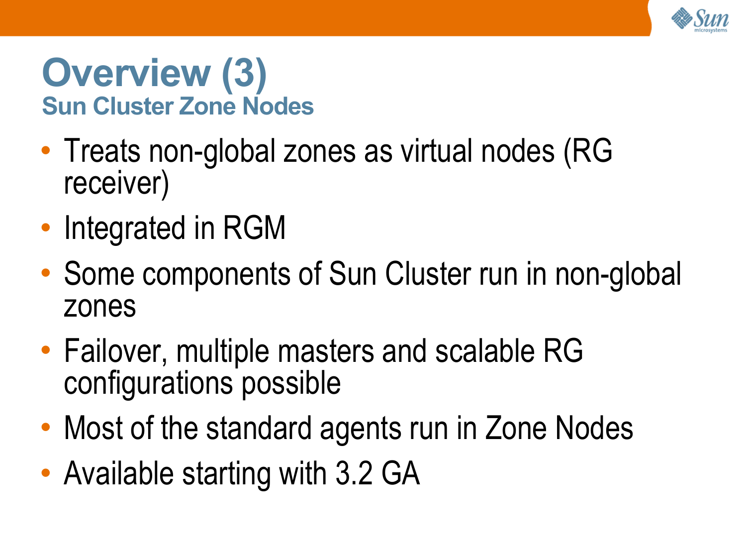# Overview (3)

## Sun Cluster Zone Nodes

- Treats non-global zones as virtual nodes (RG receiver)
- Integrated in RGM
- Some components of Sun Cluster run in non-global zones
- Failover, multiple masters and scalable RG configurations possible
- Most of the standard agents run in Zone Nodes
- Available starting with 3.2 GA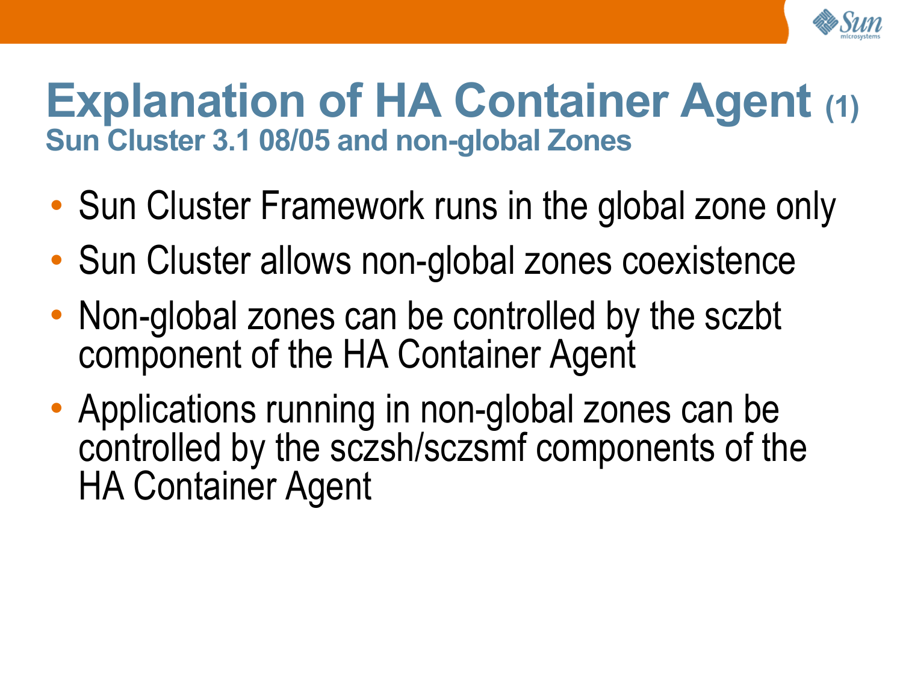# Explanation of HA Container Agent (1)

## Sun Cluster 3.1 08/05 and non-global Zones

- Sun Cluster Framework runs in the global zone only
- Sun Cluster allows non-global zones coexistence
- Non-global zones can be controlled by the sczbt component of the HA Container Agent
- Applications running in non-global zones can be controlled by the sczsh/sczsmf components of the HA Container Agent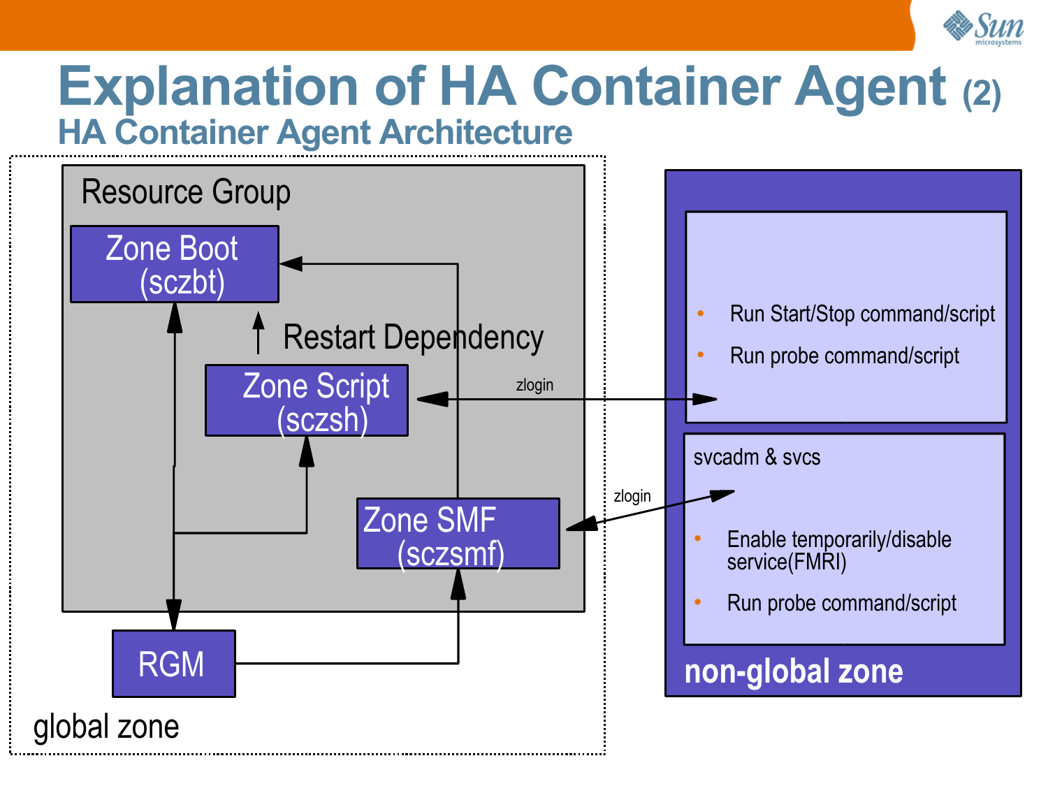# Explanation of HA Container Agent (2)

## HA Container Agent Architecture

Resource Group

Zone Boot (sczbt)

Restart Dependency

Zone Script (sczsh)

Zone SMF (sczsmf)

RGM

global zone

zlogin

zlogin

- Run Start/Stop command/script
- Run probe command/script

svcadm & svcs

- Enable temporarily/disable service(FMRI)
- Run probe command/script

non-global zone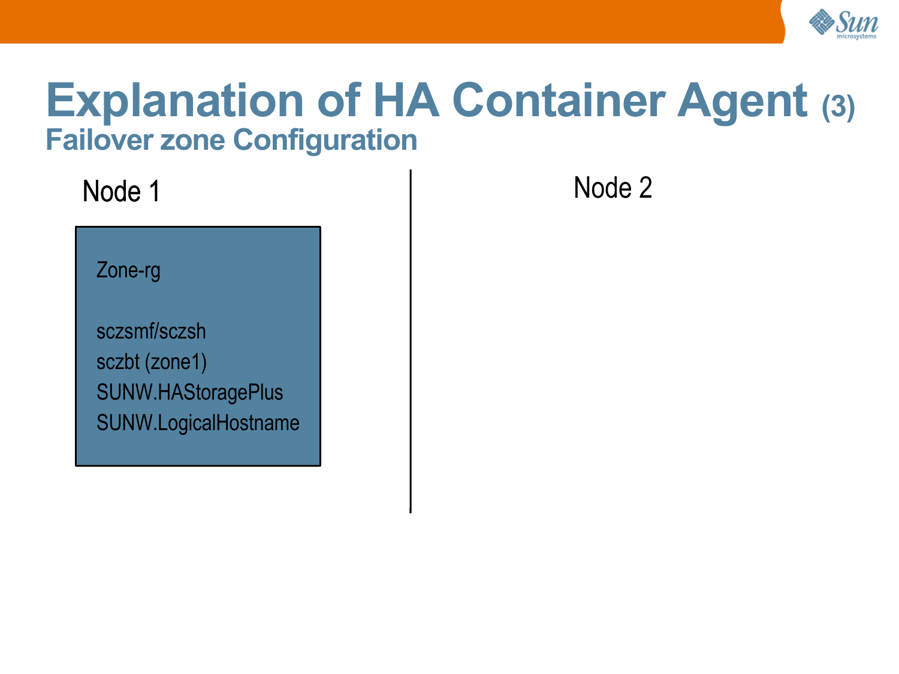# Explanation of HA Container Agent (3)

## Failover zone Configuration

Node 1

Zone-rg

sczsmf/sczsh
sczbt (zone1)
SUNW.HAStoragePlus
SUNW.LogicalHostname

Node 2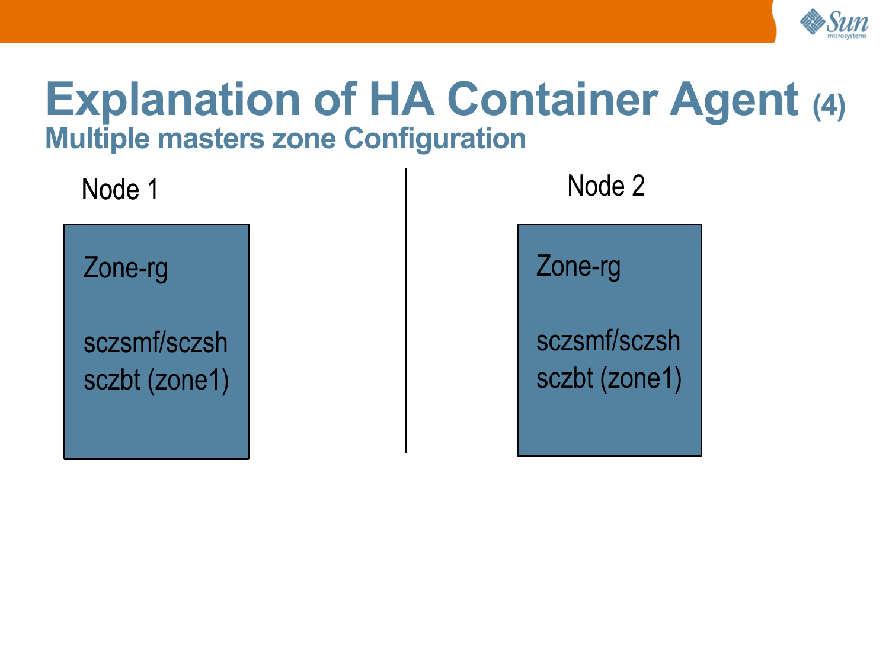# Explanation of HA Container Agent (4)

## Multiple masters zone Configuration

Node 1

Zone-rg

sczsmf/sczsh

sczbt (zone1)

Node 2

Zone-rg

sczsmf/sczsh

sczbt (zone1)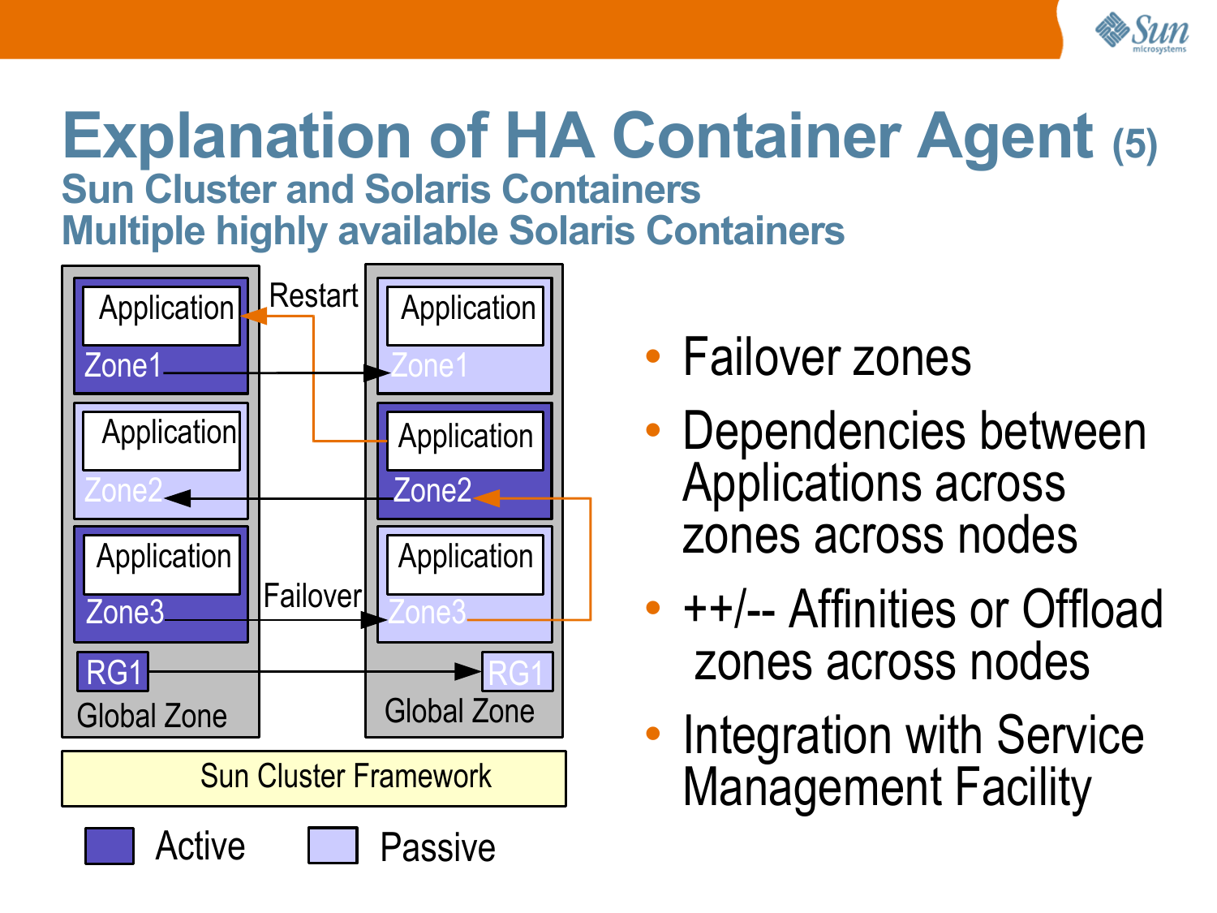# Explanation of HA Container Agent (5)

## Sun Cluster and Solaris Containers
## Multiple highly available Solaris Containers

Application | Zone1 | Application | Zone2 | Application | Zone3 | RG1 | Global Zone

Restart | Failover

Application | Zone1 | Application | Zone2 | Application | Zone3 | RG1 | Global Zone

Sun Cluster Framework

Active | Passive

- Failover zones
- Dependencies between Applications across zones across nodes
- ++/-- Affinities or Offload zones across nodes
- Integration with Service Management Facility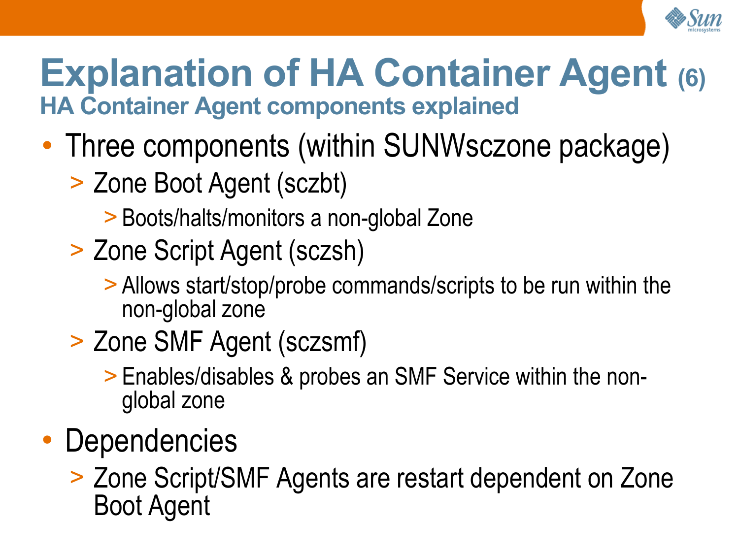# Explanation of HA Container Agent (6)

## HA Container Agent components explained

- Three components (within SUNWsczone package)
  - Zone Boot Agent (sczbt)
    - Boots/halts/monitors a non-global Zone
  - Zone Script Agent (sczsh)
    - Allows start/stop/probe commands/scripts to be run within the non-global zone
  - Zone SMF Agent (sczsmf)
    - Enables/disables & probes an SMF Service within the non-global zone
- Dependencies
  - Zone Script/SMF Agents are restart dependent on Zone Boot Agent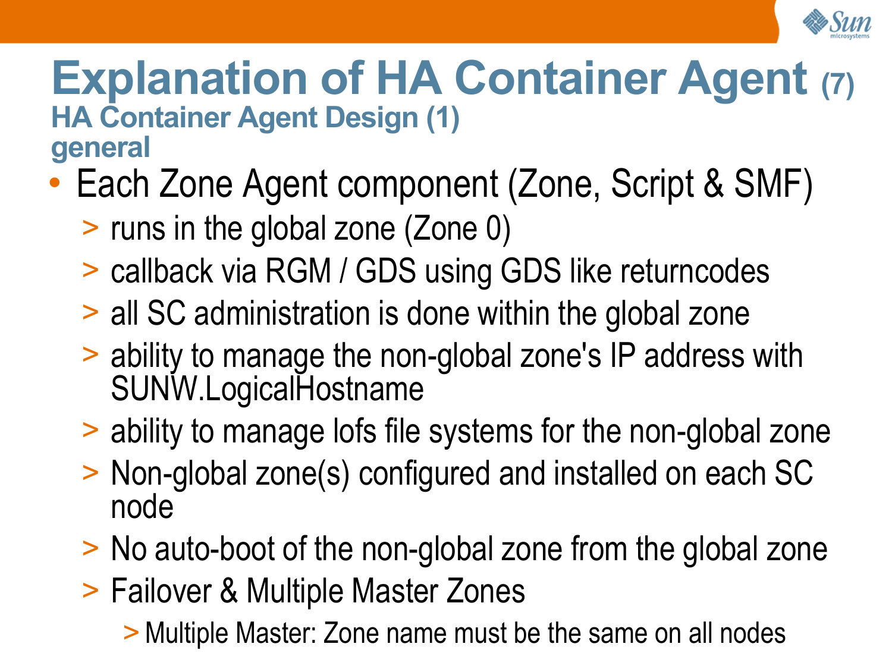# Explanation of HA Container Agent (7)

## HA Container Agent Design (1)

### general

- Each Zone Agent component (Zone, Script & SMF)
  - runs in the global zone (Zone 0)
  - callback via RGM / GDS using GDS like returncodes
  - all SC administration is done within the global zone
  - ability to manage the non-global zone's IP address with SUNW.LogicalHostname
  - ability to manage lofs file systems for the non-global zone
  - Non-global zone(s) configured and installed on each SC node
  - No auto-boot of the non-global zone from the global zone
  - Failover & Multiple Master Zones
    - Multiple Master: Zone name must be the same on all nodes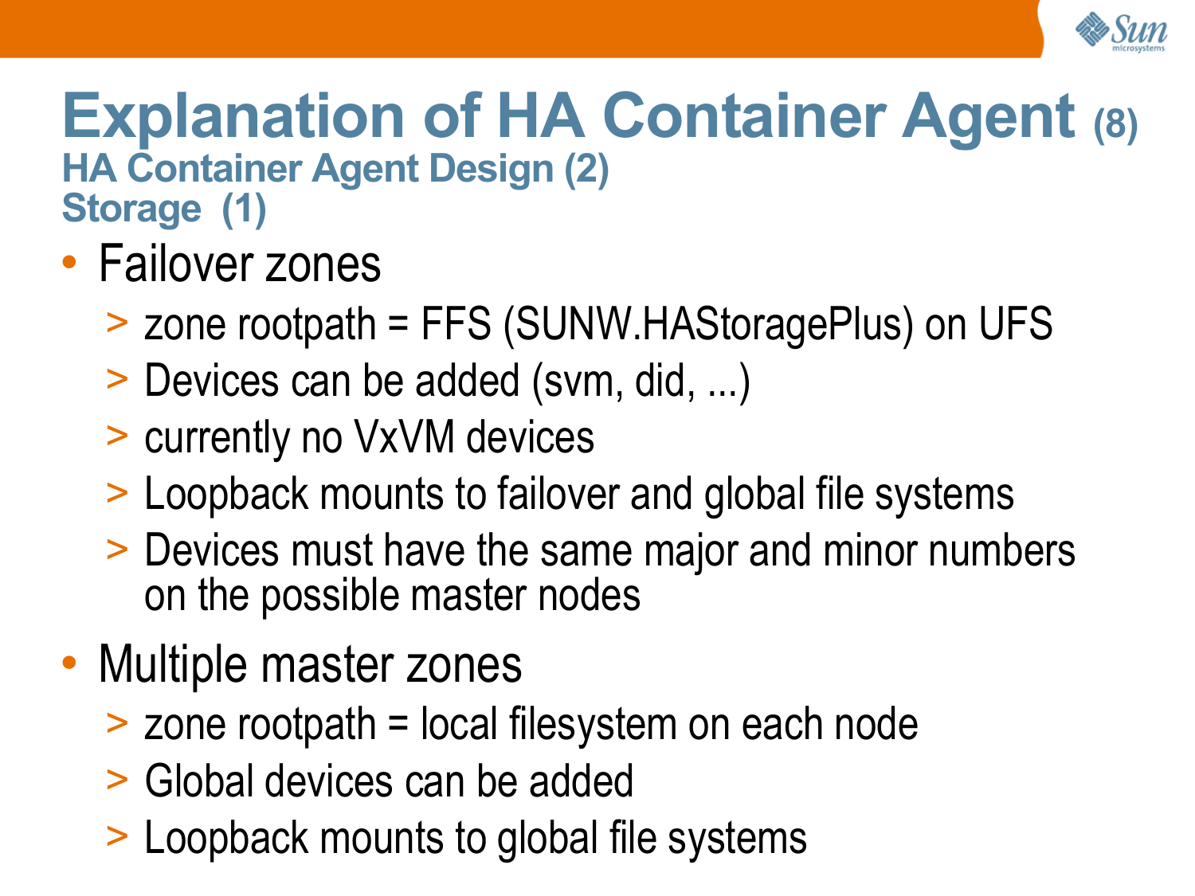# Explanation of HA Container Agent (8)

## HA Container Agent Design (2)

### Storage (1)

- Failover zones
  - zone rootpath = FFS (SUNW.HAStoragePlus) on UFS
  - Devices can be added (svm, did, ...)
  - currently no VxVM devices
  - Loopback mounts to failover and global file systems
  - Devices must have the same major and minor numbers on the possible master nodes
- Multiple master zones
  - zone rootpath = local filesystem on each node
  - Global devices can be added
  - Loopback mounts to global file systems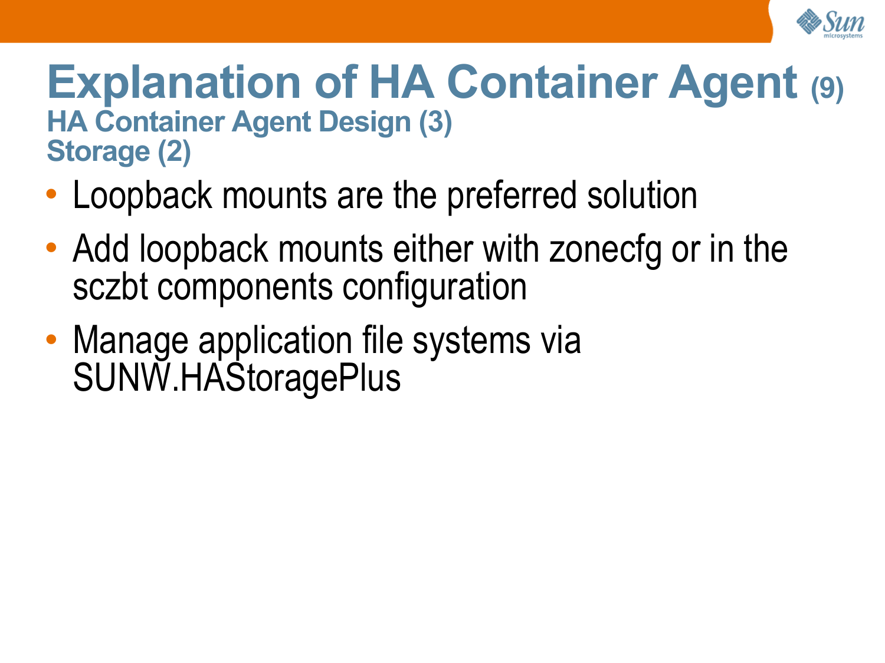# Explanation of HA Container Agent (9)

## HA Container Agent Design (3)

### Storage (2)

- Loopback mounts are the preferred solution
- Add loopback mounts either with zonecfg or in the sczbt components configuration
- Manage application file systems via SUNW.HAStoragePlus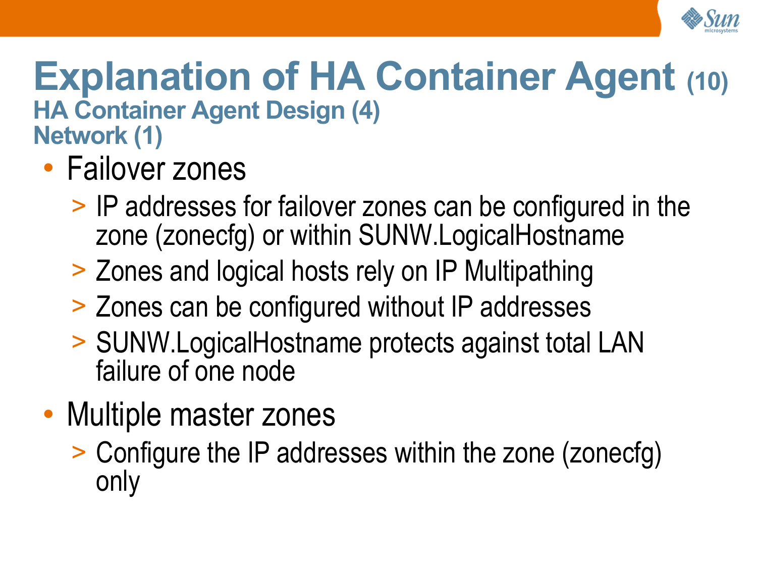# Explanation of HA Container Agent (10)

## HA Container Agent Design (4)

### Network (1)

- Failover zones
  - IP addresses for failover zones can be configured in the zone (zonecfg) or within SUNW.LogicalHostname
  - Zones and logical hosts rely on IP Multipathing
  - Zones can be configured without IP addresses
  - SUNW.LogicalHostname protects against total LAN failure of one node
- Multiple master zones
  - Configure the IP addresses within the zone (zonecfg) only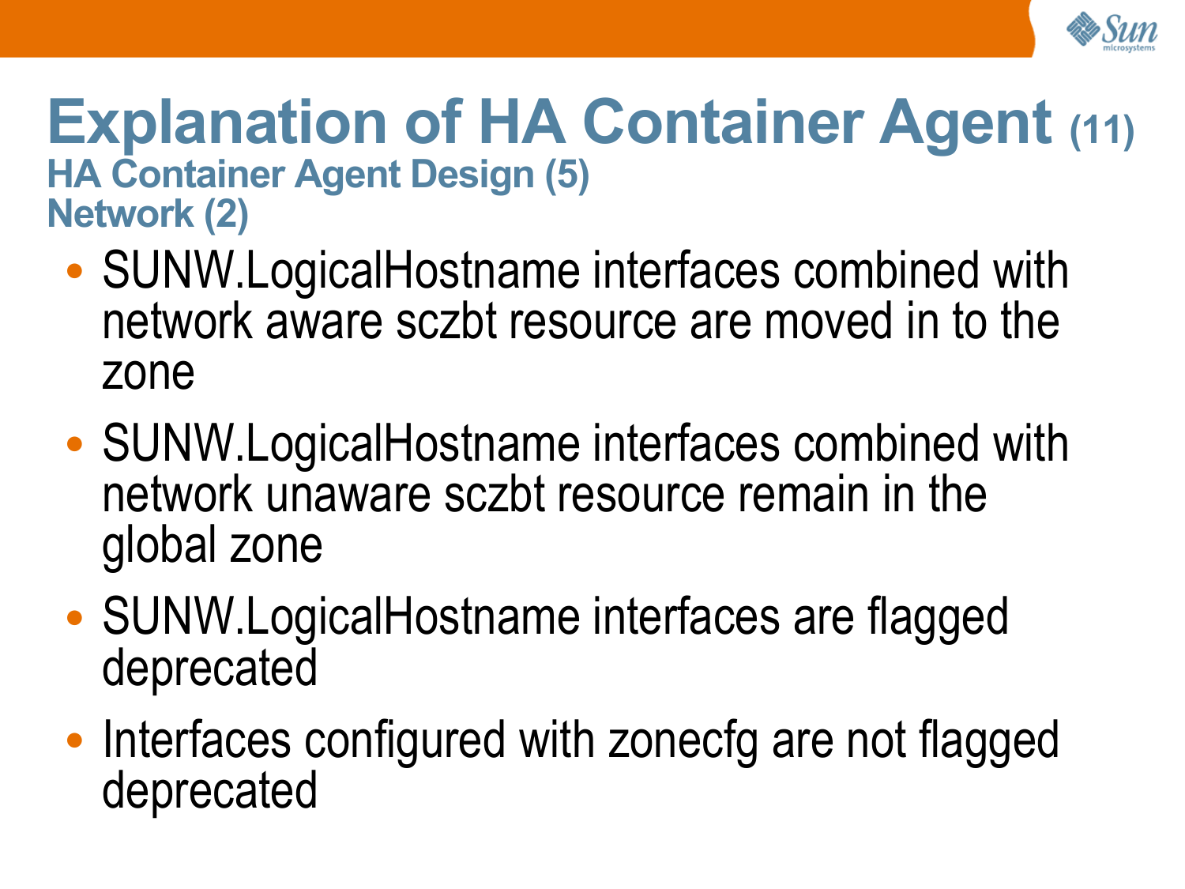# Explanation of HA Container Agent (11)

## HA Container Agent Design (5)

### Network (2)

- SUNW.LogicalHostname interfaces combined with network aware sczbt resource are moved in to the zone
- SUNW.LogicalHostname interfaces combined with network unaware sczbt resource remain in the global zone
- SUNW.LogicalHostname interfaces are flagged deprecated
- Interfaces configured with zonecfg are not flagged deprecated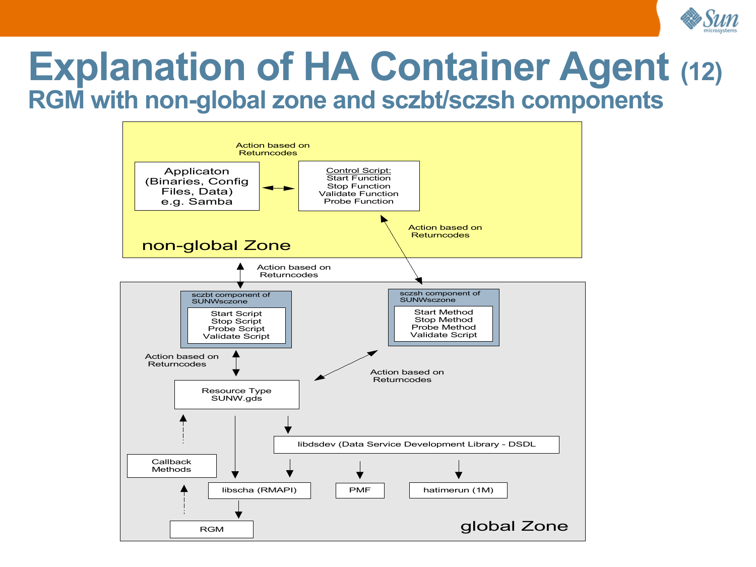# Explanation of HA Container Agent (12)

## RGM with non-global zone and sczbt/sczsh components

non-global Zone

Applicaton (Binaries, Config Files, Data) e.g. Samba

Action based on Returncodes

Control Script:
Start Function
Stop Function
Validate Function
Probe Function

Action based on Returncodes

Action based on Returncodes

global Zone

sczbt component of SUNWsczone
Start Script
Stop Script
Probe Script
Validate Script

sczsh component of SUNWsczone
Start Method
Stop Method
Probe Method
Validate Script

Action based on Returncodes

Action based on Returncodes

Resource Type SUNW.gds

libdsdev (Data Service Development Library - DSDL

Callback Methods

libscha (RMAPI)

PMF

hatimerun (1M)

RGM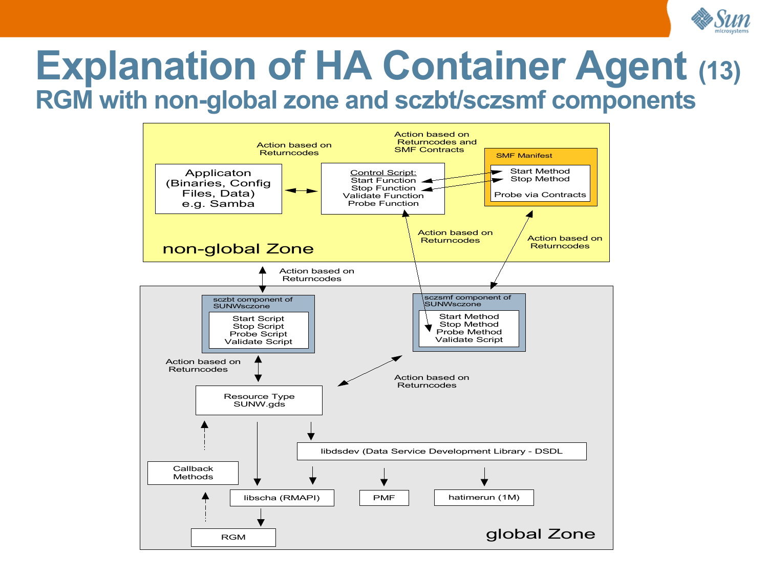# Explanation of HA Container Agent (13)

## RGM with non-global zone and sczbt/sczsmf components

**non-global Zone**

- Applicaton (Binaries, Config Files, Data) e.g. Samba
- Control Script: Start Function, Stop Function, Validate Function, Probe Function
- SMF Manifest: Start Method, Stop Method, Probe via Contracts

Action based on Returncodes

Action based on Returncodes and SMF Contracts

Action based on Returncodes

Action based on Returncodes

Action based on Returncodes

**global Zone**

- sczbt component of SUNWsczone: Start Script, Stop Script, Probe Script, Validate Script
- sczsmf component of SUNWsczone: Start Method, Stop Method, Probe Method, Validate Script
- Resource Type SUNW.gds
- libdsdev (Data Service Development Library - DSDL
- Callback Methods
- libscha (RMAPI)
- PMF
- hatimerun (1M)
- RGM

Action based on Returncodes

Action based on Returncodes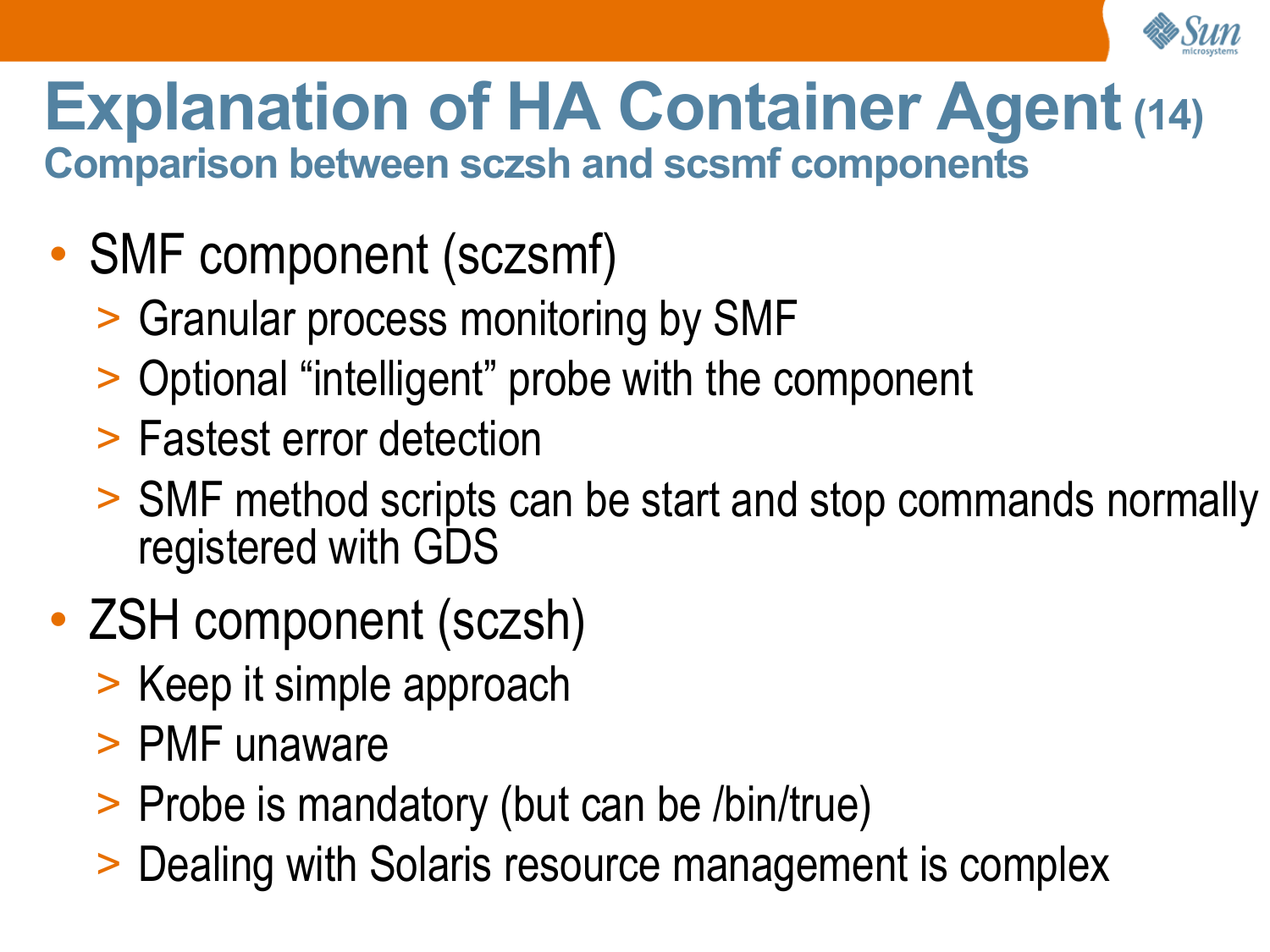# Explanation of HA Container Agent (14)

## Comparison between sczsh and scsmf components

- SMF component (sczsmf)
  - Granular process monitoring by SMF
  - Optional “intelligent” probe with the component
  - Fastest error detection
  - SMF method scripts can be start and stop commands normally registered with GDS
- ZSH component (sczsh)
  - Keep it simple approach
  - PMF unaware
  - Probe is mandatory (but can be /bin/true)
  - Dealing with Solaris resource management is complex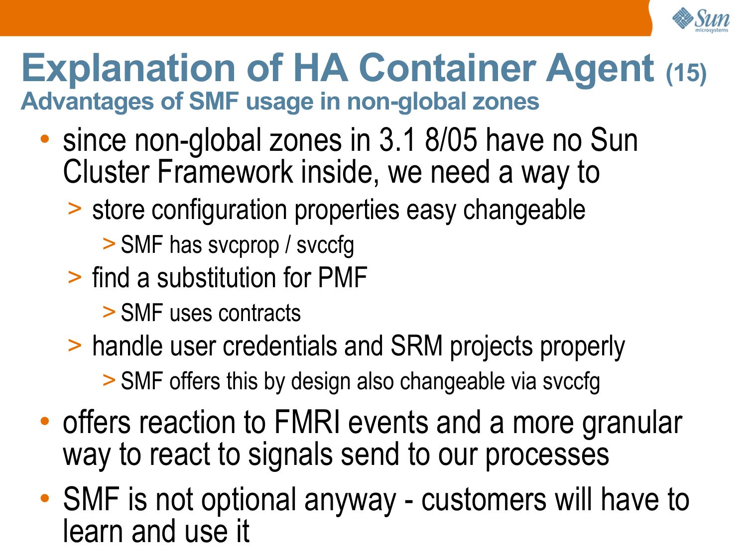# Explanation of HA Container Agent (15)

## Advantages of SMF usage in non-global zones

- since non-global zones in 3.1 8/05 have no Sun Cluster Framework inside, we need a way to
  - store configuration properties easy changeable
    - SMF has svcprop / svccfg
  - find a substitution for PMF
    - SMF uses contracts
  - handle user credentials and SRM projects properly
    - SMF offers this by design also changeable via svccfg
- offers reaction to FMRI events and a more granular way to react to signals send to our processes
- SMF is not optional anyway - customers will have to learn and use it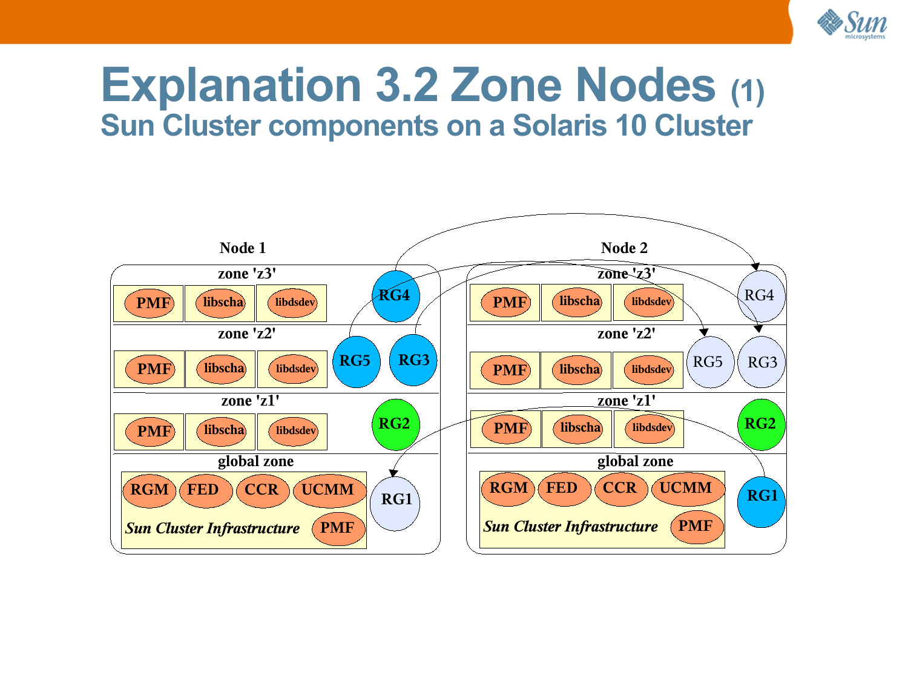# Explanation 3.2 Zone Nodes (1)

## Sun Cluster components on a Solaris 10 Cluster

Node 1

zone 'z3'

PMF libscha libdsdev

RG4

zone 'z2'

PMF libscha libdsdev

RG5 RG3

zone 'z1'

PMF libscha libdsdev

RG2

global zone

RGM FED CCR UCMM

*Sun Cluster Infrastructure* PMF

RG1

Node 2

zone 'z3'

PMF libscha libdsdev

RG4

zone 'z2'

PMF libscha libdsdev

RG5 RG3

zone 'z1'

PMF libscha libdsdev

RG2

global zone

RGM FED CCR UCMM

*Sun Cluster Infrastructure* PMF

RG1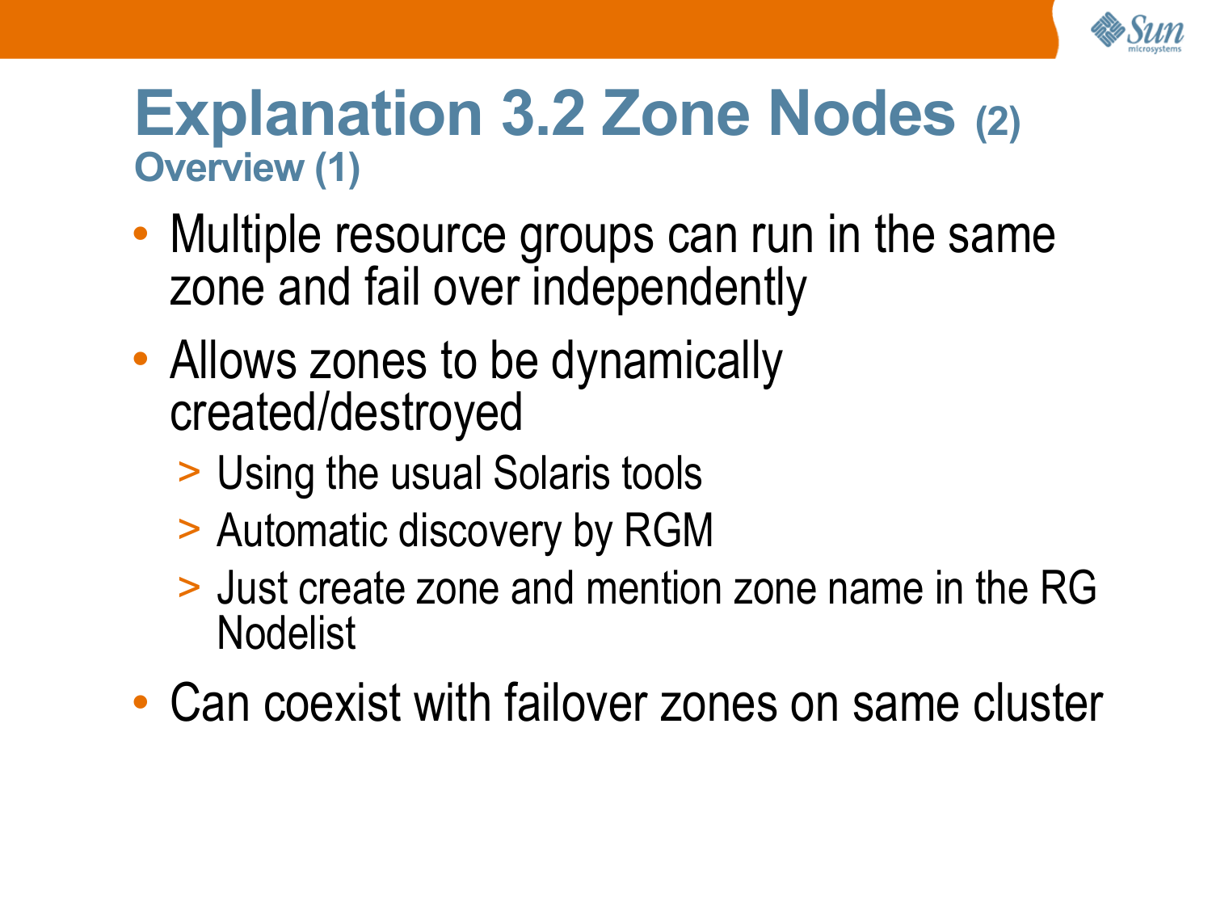# Explanation 3.2 Zone Nodes (2)

## Overview (1)

- Multiple resource groups can run in the same zone and fail over independently
- Allows zones to be dynamically created/destroyed
  - Using the usual Solaris tools
  - Automatic discovery by RGM
  - Just create zone and mention zone name in the RG Nodelist
- Can coexist with failover zones on same cluster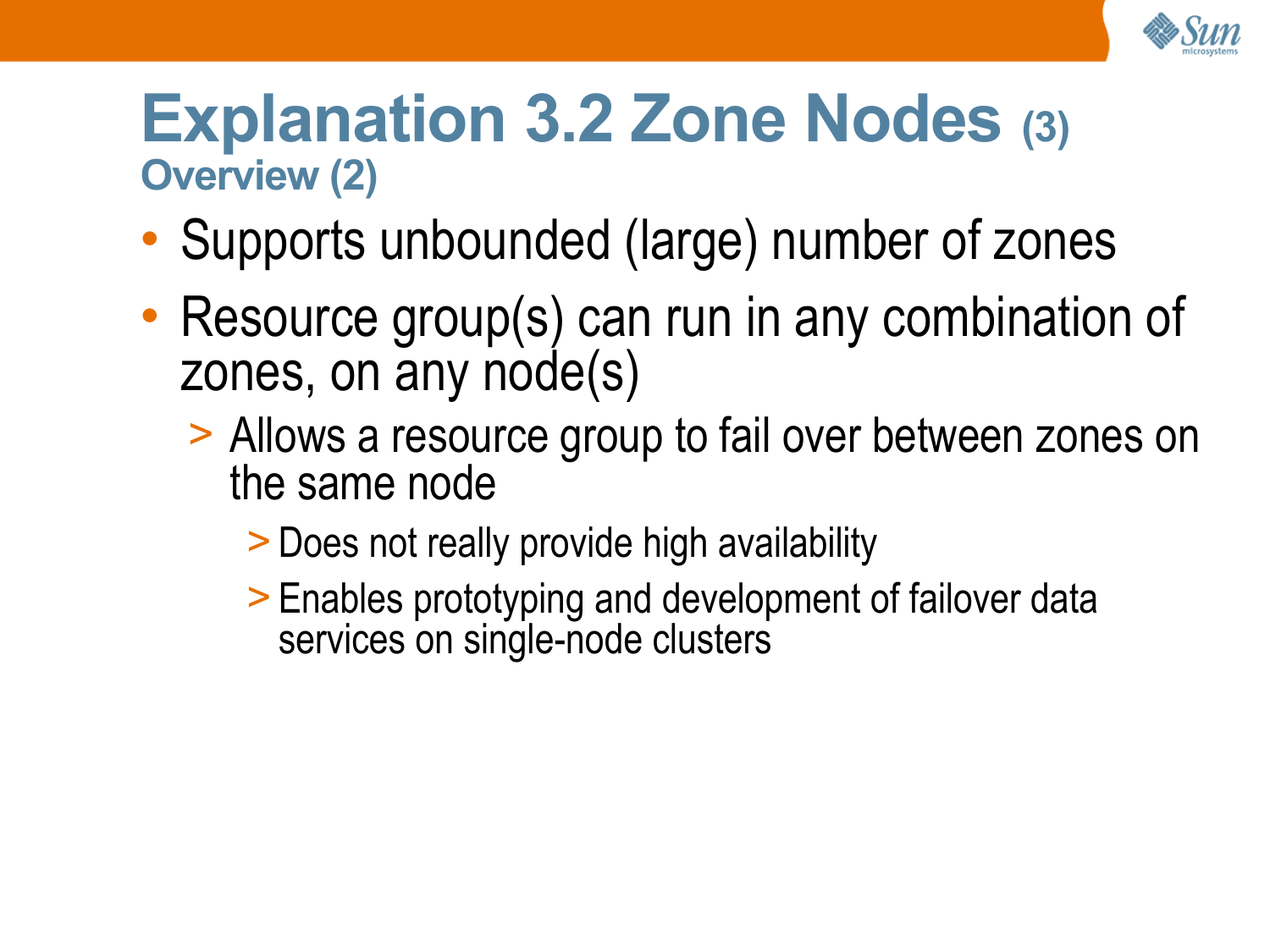# Explanation 3.2 Zone Nodes (3)

## Overview (2)

- Supports unbounded (large) number of zones
- Resource group(s) can run in any combination of zones, on any node(s)
  - Allows a resource group to fail over between zones on the same node
    - Does not really provide high availability
    - Enables prototyping and development of failover data services on single-node clusters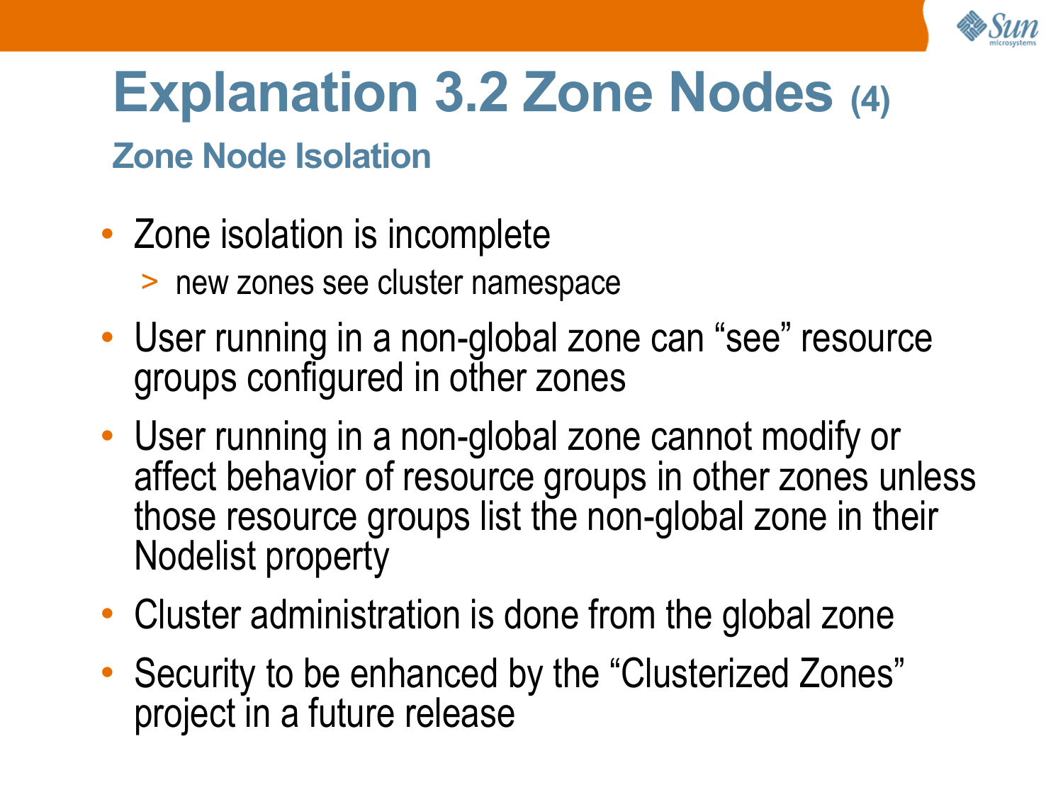# Explanation 3.2 Zone Nodes (4)

## Zone Node Isolation

- Zone isolation is incomplete
  - new zones see cluster namespace
- User running in a non-global zone can “see” resource groups configured in other zones
- User running in a non-global zone cannot modify or affect behavior of resource groups in other zones unless those resource groups list the non-global zone in their Nodelist property
- Cluster administration is done from the global zone
- Security to be enhanced by the “Clusterized Zones” project in a future release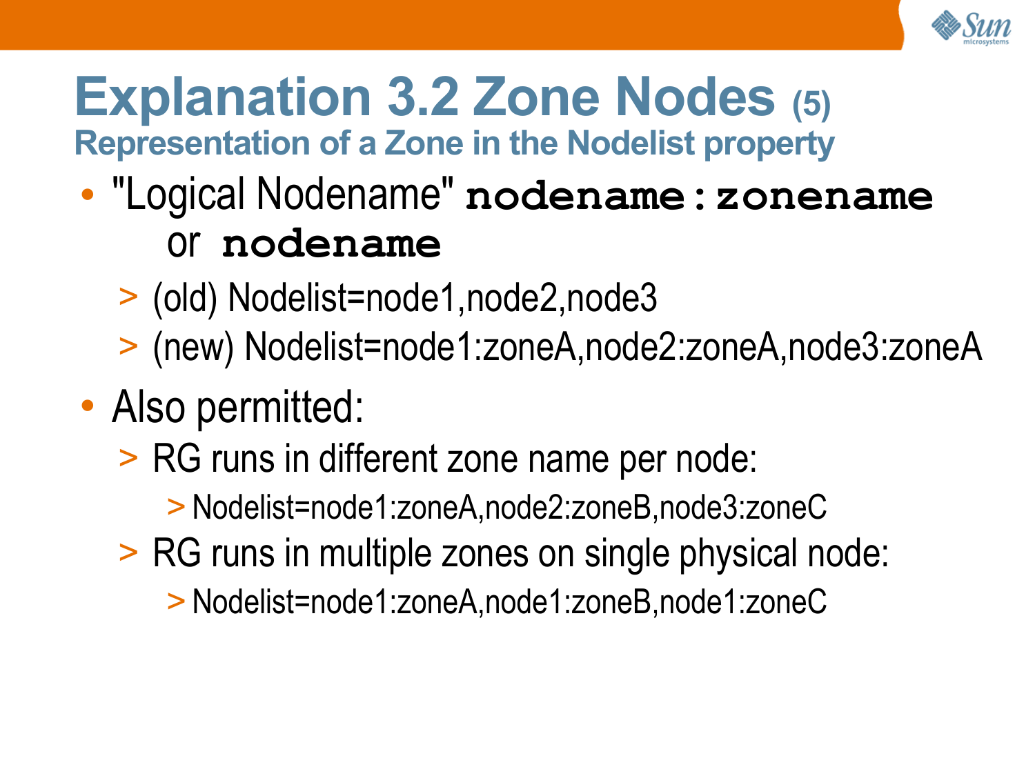# Explanation 3.2 Zone Nodes (5)

## Representation of a Zone in the Nodelist property

- "Logical Nodename" **`nodename:zonename`** or **`nodename`**
  - (old) Nodelist=node1,node2,node3
  - (new) Nodelist=node1:zoneA,node2:zoneA,node3:zoneA
- Also permitted:
  - RG runs in different zone name per node:
    - Nodelist=node1:zoneA,node2:zoneB,node3:zoneC
  - RG runs in multiple zones on single physical node:
    - Nodelist=node1:zoneA,node1:zoneB,node1:zoneC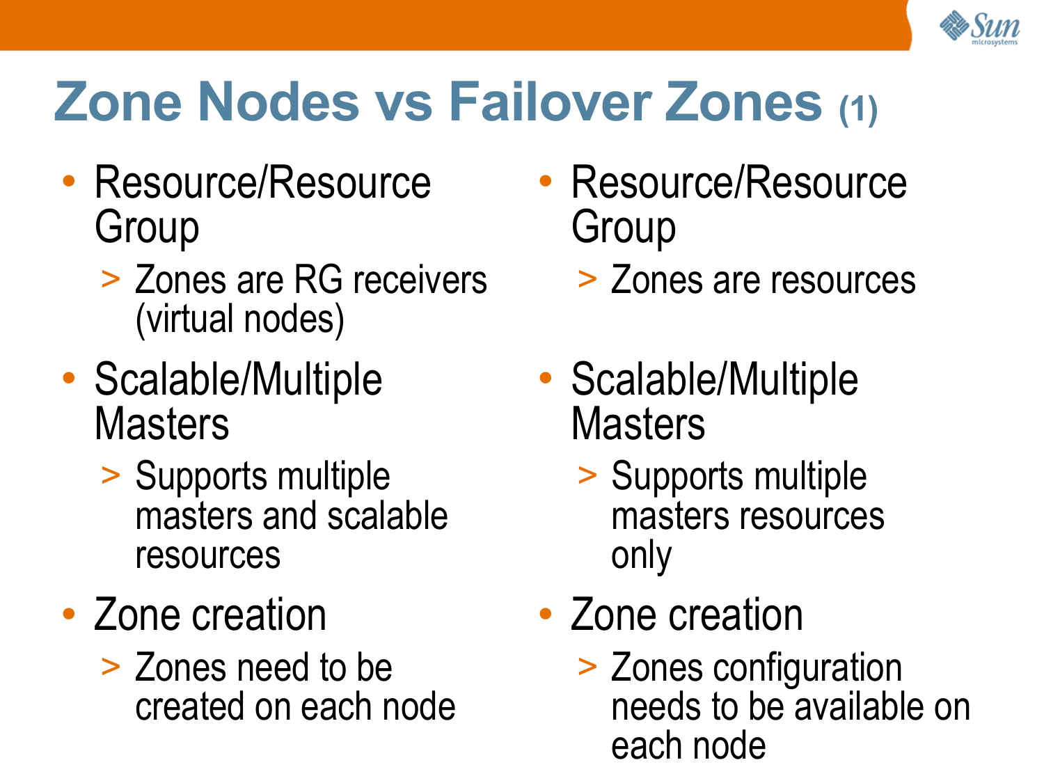# Zone Nodes vs Failover Zones (1)

- Resource/Resource Group
  - Zones are RG receivers (virtual nodes)
- Scalable/Multiple Masters
  - Supports multiple masters and scalable resources
- Zone creation
  - Zones need to be created on each node

- Resource/Resource Group
  - Zones are resources
- Scalable/Multiple Masters
  - Supports multiple masters resources only
- Zone creation
  - Zones configuration needs to be available on each node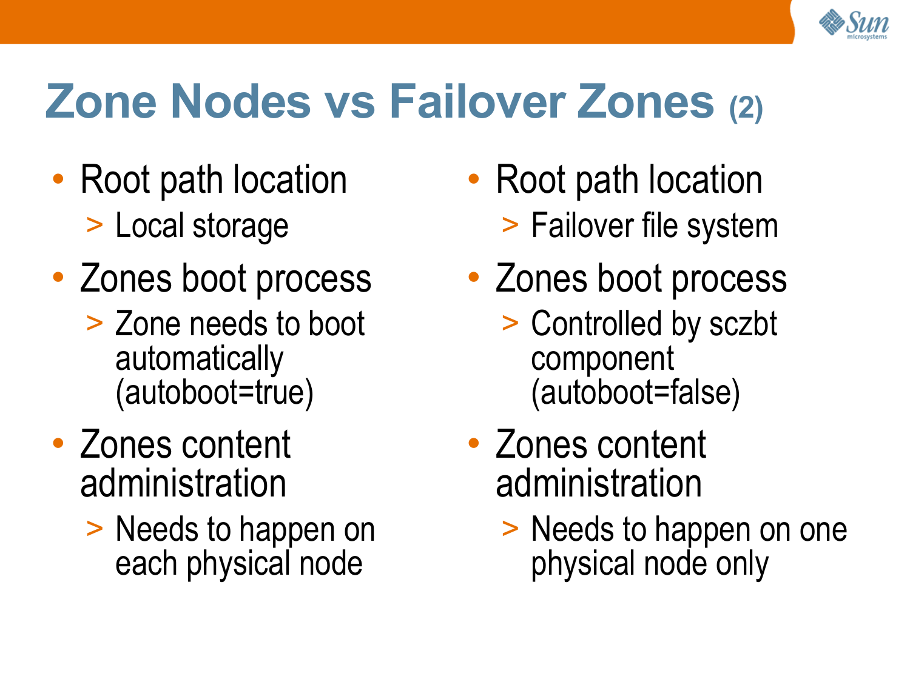# Zone Nodes vs Failover Zones (2)

- Root path location
  - Local storage
- Zones boot process
  - Zone needs to boot automatically (autoboot=true)
- Zones content administration
  - Needs to happen on each physical node

- Root path location
  - Failover file system
- Zones boot process
  - Controlled by sczbt component (autoboot=false)
- Zones content administration
  - Needs to happen on one physical node only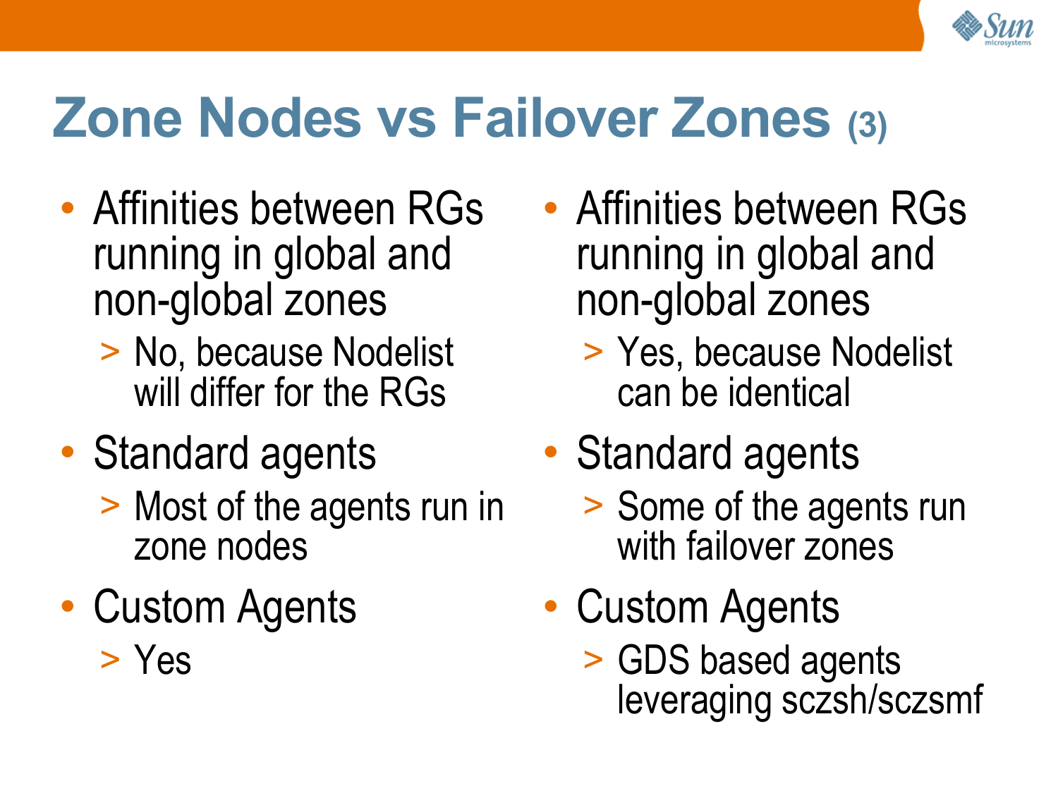# Zone Nodes vs Failover Zones (3)

- Affinities between RGs running in global and non-global zones
  - No, because Nodelist will differ for the RGs
- Standard agents
  - Most of the agents run in zone nodes
- Custom Agents
  - Yes

- Affinities between RGs running in global and non-global zones
  - Yes, because Nodelist can be identical
- Standard agents
  - Some of the agents run with failover zones
- Custom Agents
  - GDS based agents leveraging sczsh/sczsmf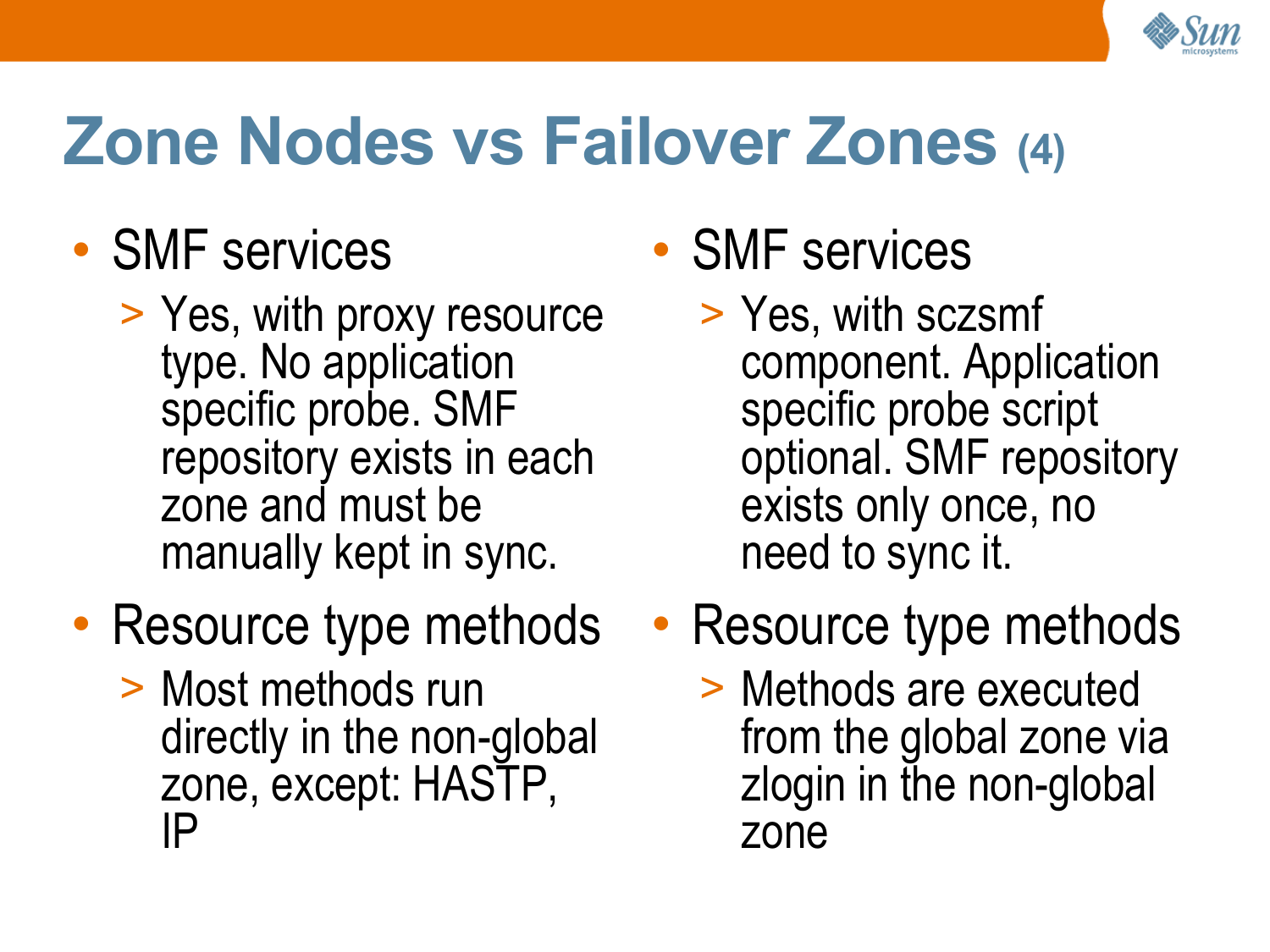# Zone Nodes vs Failover Zones (4)

- SMF services
  - Yes, with proxy resource type. No application specific probe. SMF repository exists in each zone and must be manually kept in sync.
- Resource type methods
  - Most methods run directly in the non-global zone, except: HASTP, IP

- SMF services
  - Yes, with sczsmf component. Application specific probe script optional. SMF repository exists only once, no need to sync it.
- Resource type methods
  - Methods are executed from the global zone via zlogin in the non-global zone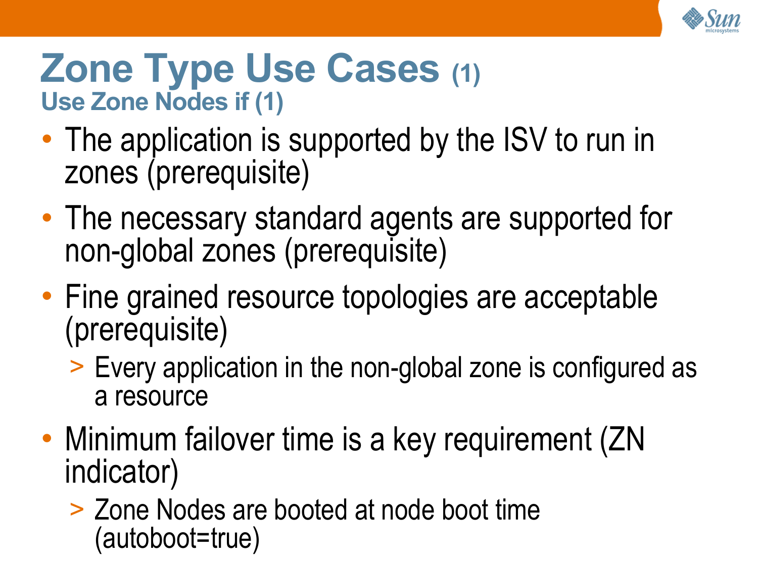# Zone Type Use Cases (1)

## Use Zone Nodes if (1)

- The application is supported by the ISV to run in zones (prerequisite)
- The necessary standard agents are supported for non-global zones (prerequisite)
- Fine grained resource topologies are acceptable (prerequisite)
  - > Every application in the non-global zone is configured as a resource
- Minimum failover time is a key requirement (ZN indicator)
  - > Zone Nodes are booted at node boot time (autoboot=true)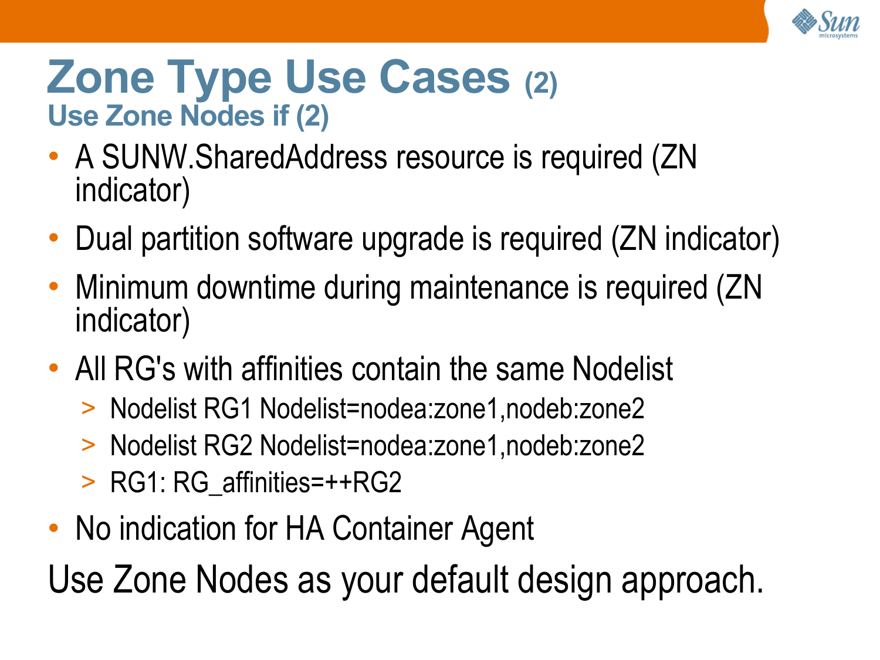# Zone Type Use Cases (2)

## Use Zone Nodes if (2)

- A SUNW.SharedAddress resource is required (ZN indicator)
- Dual partition software upgrade is required (ZN indicator)
- Minimum downtime during maintenance is required (ZN indicator)
- All RG's with affinities contain the same Nodelist
  - Nodelist RG1 Nodelist=nodea:zone1,nodeb:zone2
  - Nodelist RG2 Nodelist=nodea:zone1,nodeb:zone2
  - RG1: RG_affinities=++RG2
- No indication for HA Container Agent

Use Zone Nodes as your default design approach.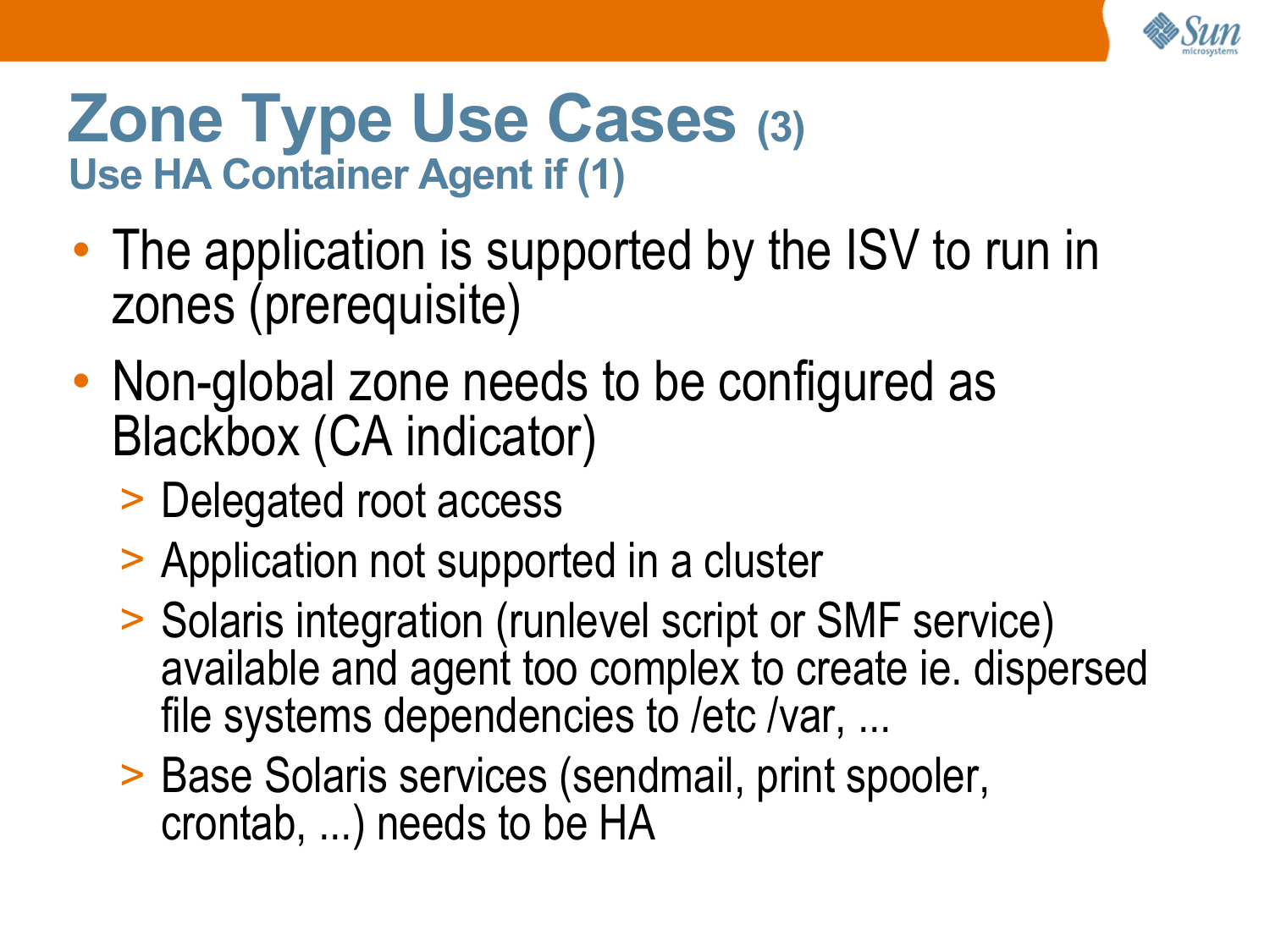# Zone Type Use Cases (3)

## Use HA Container Agent if (1)

- The application is supported by the ISV to run in zones (prerequisite)
- Non-global zone needs to be configured as Blackbox (CA indicator)
  - Delegated root access
  - Application not supported in a cluster
  - Solaris integration (runlevel script or SMF service) available and agent too complex to create ie. dispersed file systems dependencies to /etc /var, ...
  - Base Solaris services (sendmail, print spooler, crontab, ...) needs to be HA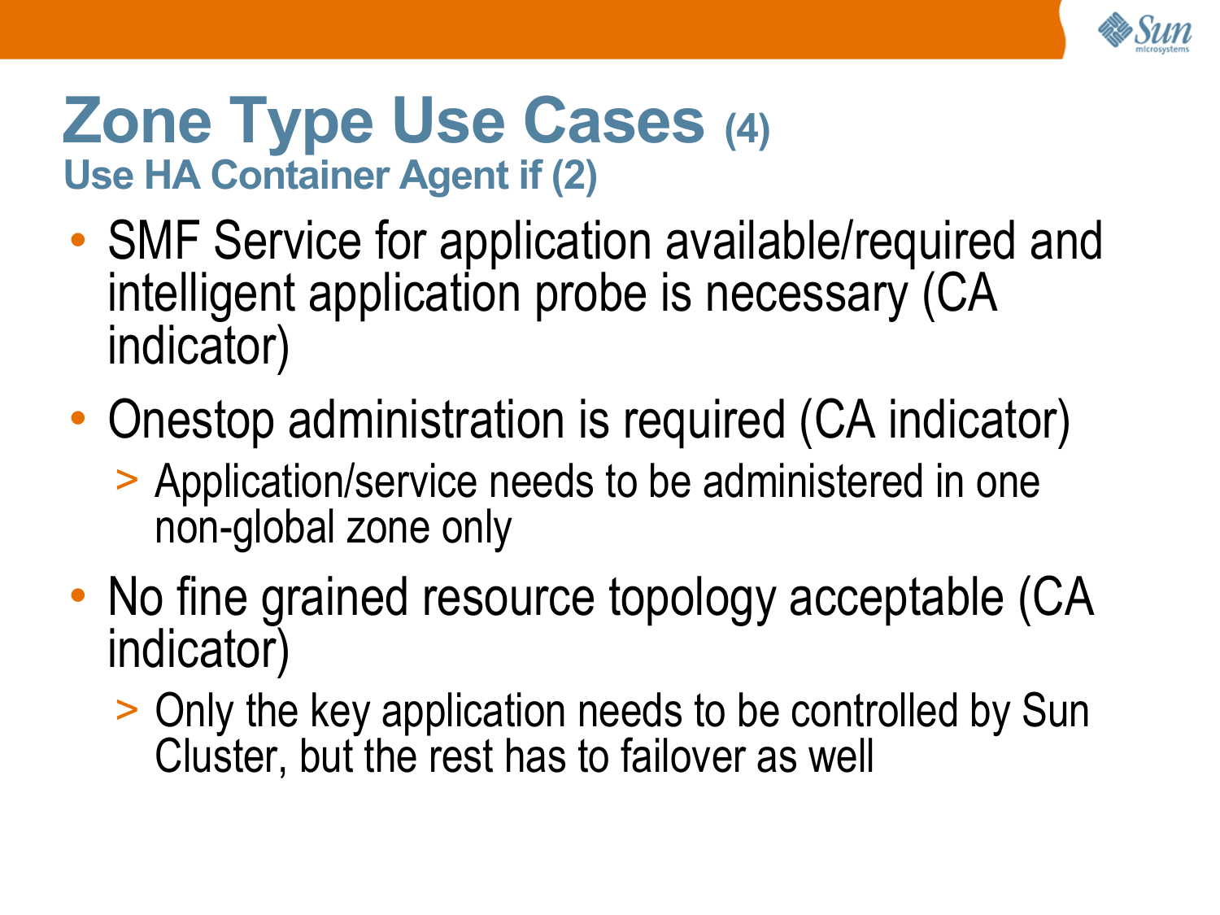# Zone Type Use Cases (4)

## Use HA Container Agent if (2)

- SMF Service for application available/required and intelligent application probe is necessary (CA indicator)
- Onestop administration is required (CA indicator)
  - Application/service needs to be administered in one non-global zone only
- No fine grained resource topology acceptable (CA indicator)
  - Only the key application needs to be controlled by Sun Cluster, but the rest has to failover as well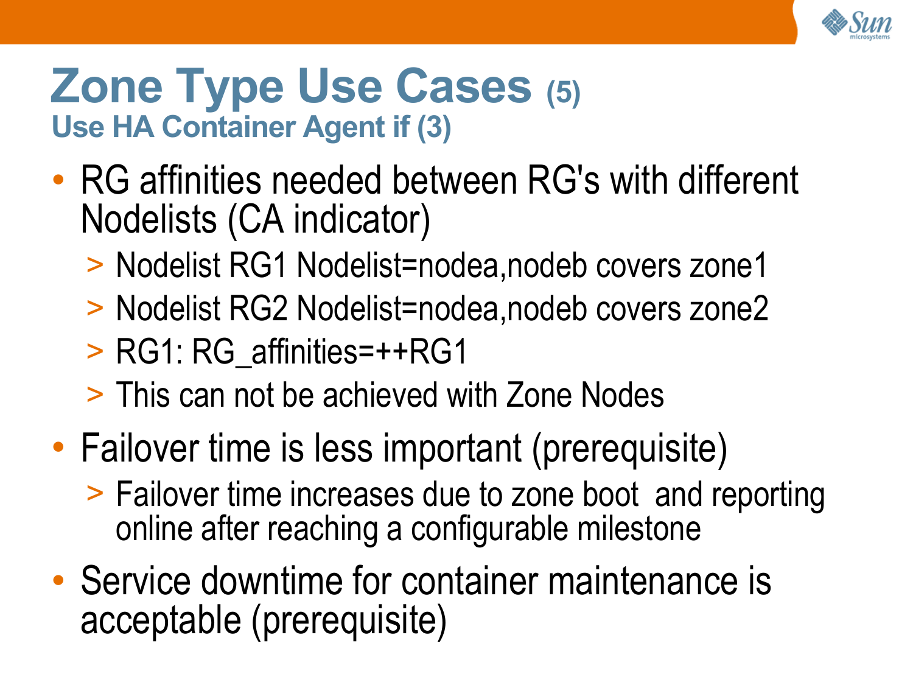# Zone Type Use Cases (5)

## Use HA Container Agent if (3)

- RG affinities needed between RG's with different Nodelists (CA indicator)
  - Nodelist RG1 Nodelist=nodea,nodeb covers zone1
  - Nodelist RG2 Nodelist=nodea,nodeb covers zone2
  - RG1: RG_affinities=++RG1
  - This can not be achieved with Zone Nodes
- Failover time is less important (prerequisite)
  - Failover time increases due to zone boot and reporting online after reaching a configurable milestone
- Service downtime for container maintenance is acceptable (prerequisite)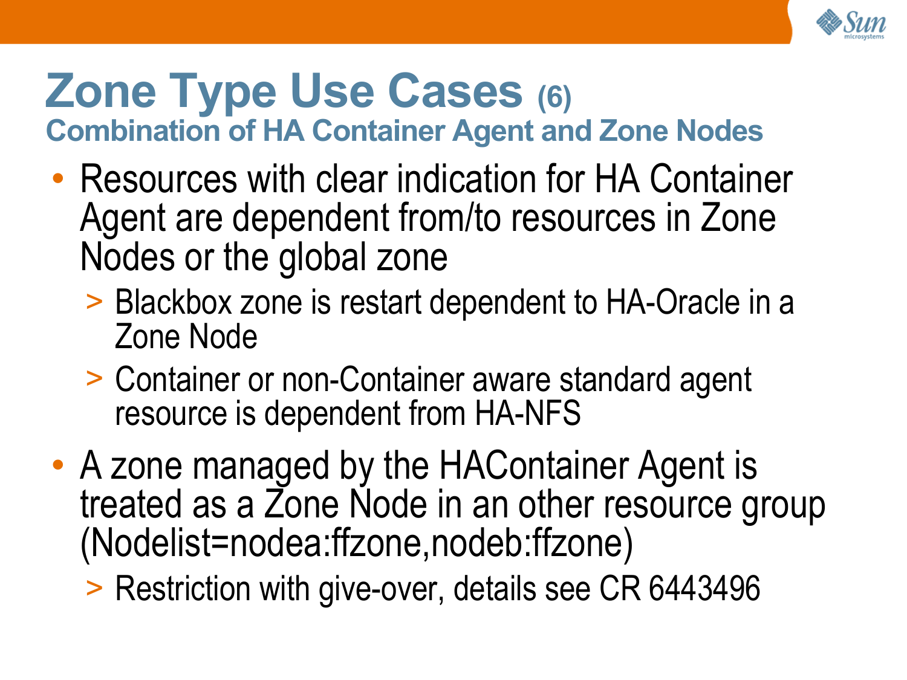# Zone Type Use Cases (6)

## Combination of HA Container Agent and Zone Nodes

- Resources with clear indication for HA Container Agent are dependent from/to resources in Zone Nodes or the global zone
  - Blackbox zone is restart dependent to HA-Oracle in a Zone Node
  - Container or non-Container aware standard agent resource is dependent from HA-NFS
- A zone managed by the HAContainer Agent is treated as a Zone Node in an other resource group (Nodelist=nodea:ffzone,nodeb:ffzone)
  - Restriction with give-over, details see CR 6443496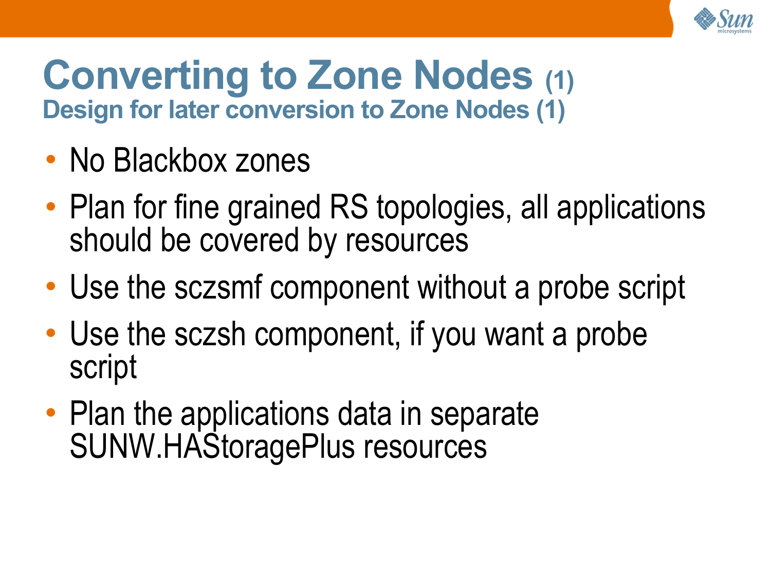# Converting to Zone Nodes (1)

## Design for later conversion to Zone Nodes (1)

- No Blackbox zones
- Plan for fine grained RS topologies, all applications should be covered by resources
- Use the sczsmf component without a probe script
- Use the sczsh component, if you want a probe script
- Plan the applications data in separate SUNW.HAStoragePlus resources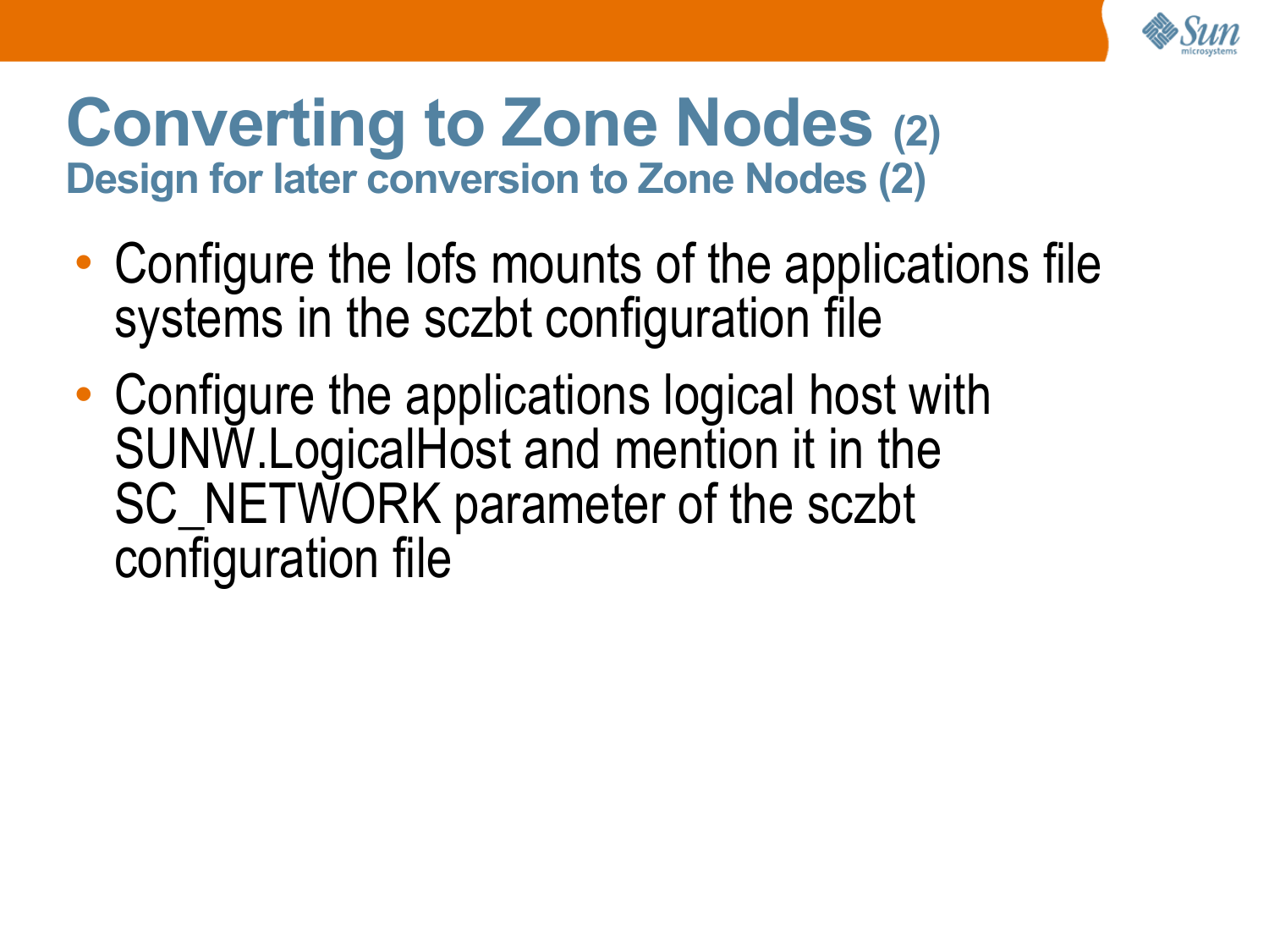# Converting to Zone Nodes (2)

## Design for later conversion to Zone Nodes (2)

- Configure the lofs mounts of the applications file systems in the sczbt configuration file
- Configure the applications logical host with SUNW.LogicalHost and mention it in the SC_NETWORK parameter of the sczbt configuration file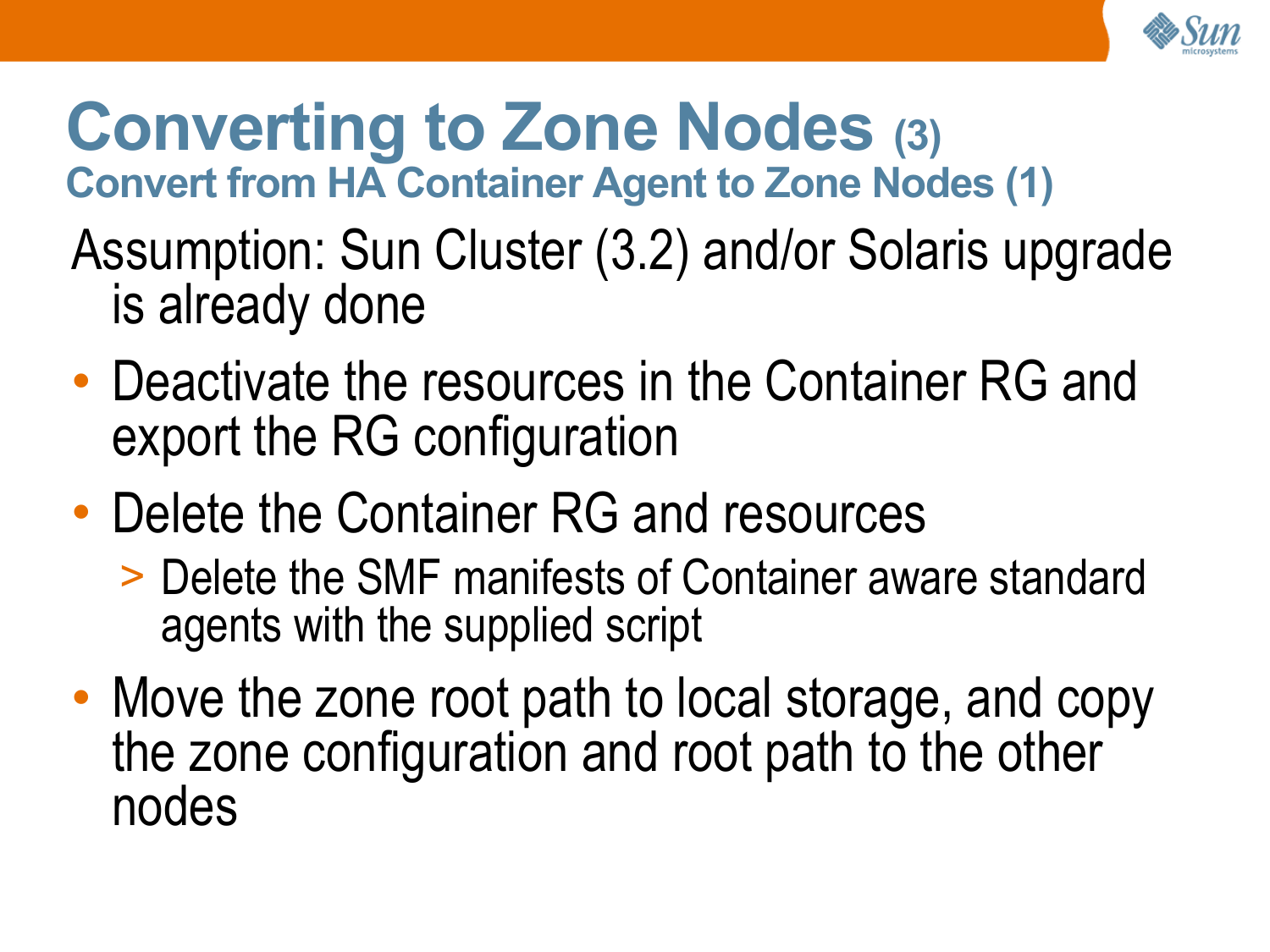# Converting to Zone Nodes (3)

## Convert from HA Container Agent to Zone Nodes (1)

Assumption: Sun Cluster (3.2) and/or Solaris upgrade is already done

- Deactivate the resources in the Container RG and export the RG configuration
- Delete the Container RG and resources
  - Delete the SMF manifests of Container aware standard agents with the supplied script
- Move the zone root path to local storage, and copy the zone configuration and root path to the other nodes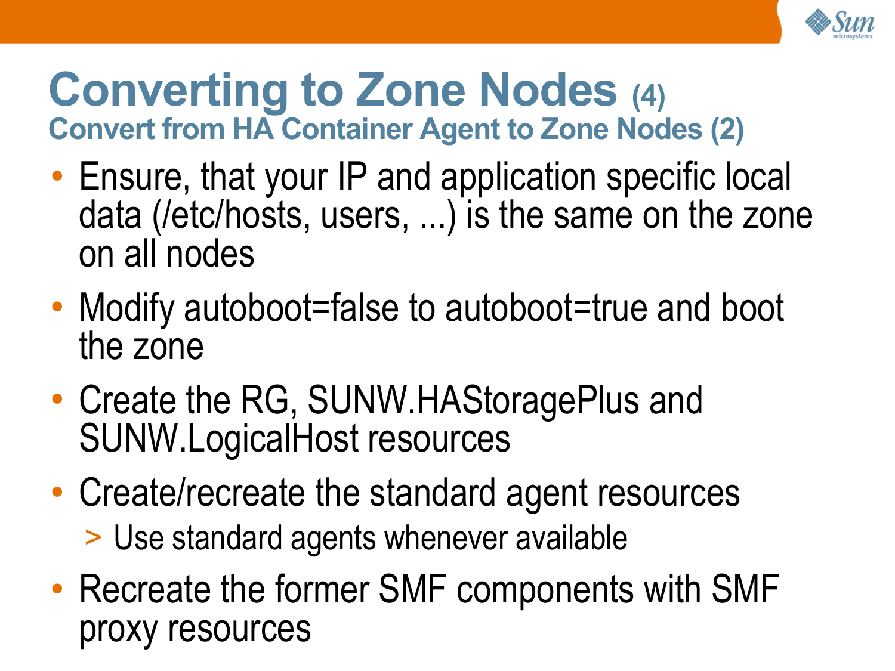# Converting to Zone Nodes (4)

## Convert from HA Container Agent to Zone Nodes (2)

- Ensure, that your IP and application specific local data (/etc/hosts, users, ...) is the same on the zone on all nodes
- Modify autoboot=false to autoboot=true and boot the zone
- Create the RG, SUNW.HAStoragePlus and SUNW.LogicalHost resources
- Create/recreate the standard agent resources
  - Use standard agents whenever available
- Recreate the former SMF components with SMF proxy resources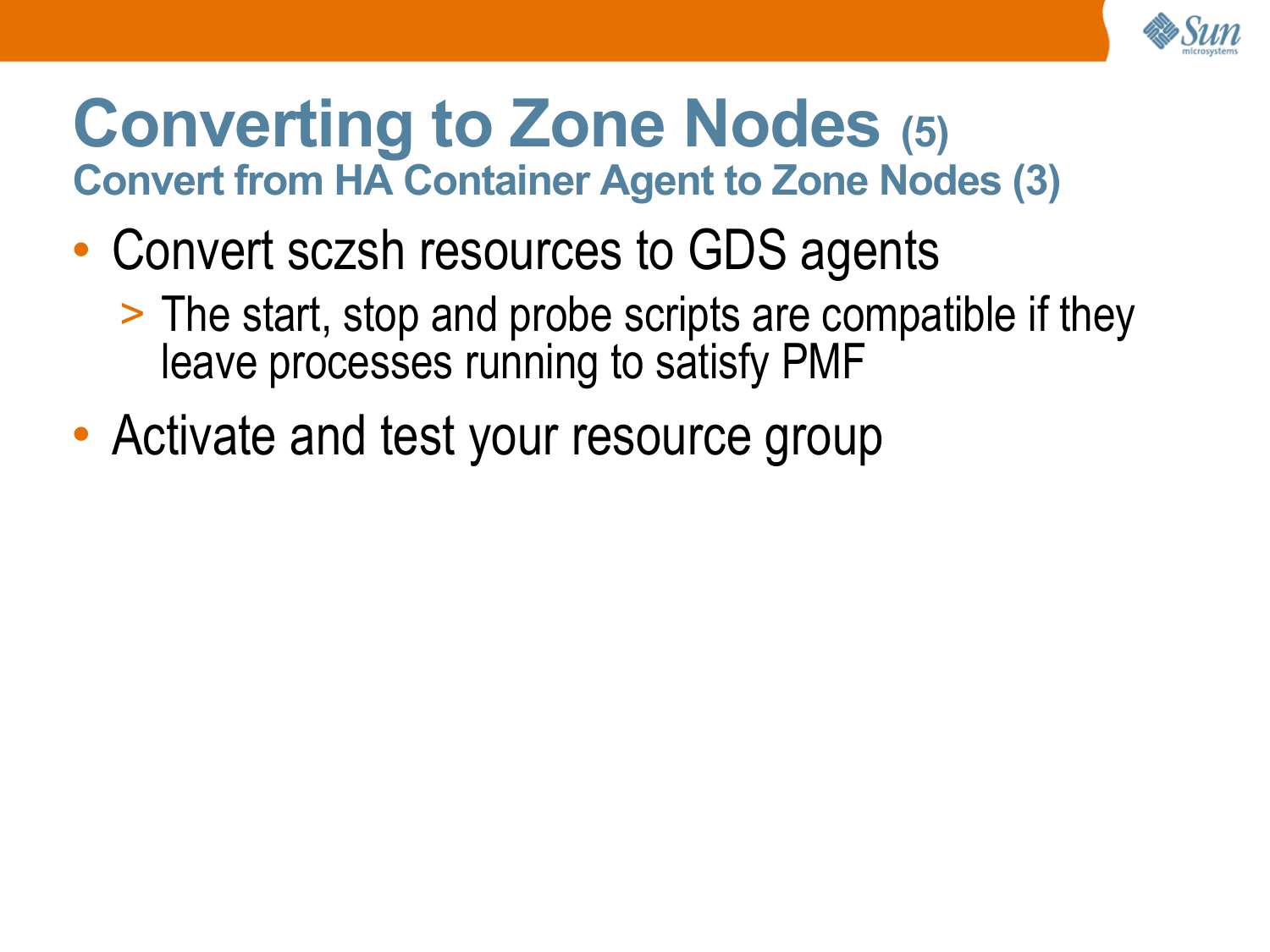# Converting to Zone Nodes (5)

## Convert from HA Container Agent to Zone Nodes (3)

- Convert sczsh resources to GDS agents
  - > The start, stop and probe scripts are compatible if they leave processes running to satisfy PMF
- Activate and test your resource group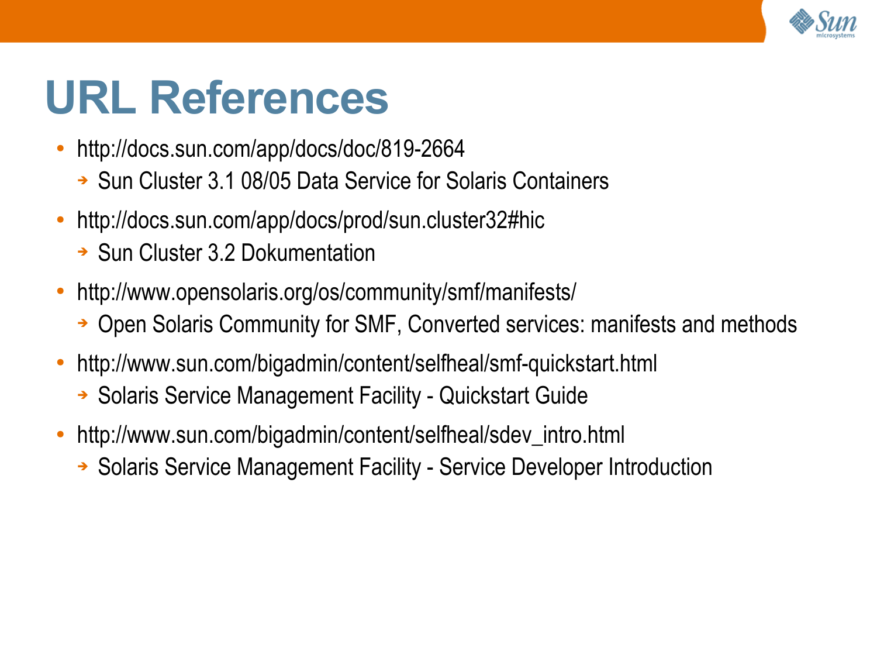# URL References

- http://docs.sun.com/app/docs/doc/819-2664
  - Sun Cluster 3.1 08/05 Data Service for Solaris Containers
- http://docs.sun.com/app/docs/prod/sun.cluster32#hic
  - Sun Cluster 3.2 Dokumentation
- http://www.opensolaris.org/os/community/smf/manifests/
  - Open Solaris Community for SMF, Converted services: manifests and methods
- http://www.sun.com/bigadmin/content/selfheal/smf-quickstart.html
  - Solaris Service Management Facility - Quickstart Guide
- http://www.sun.com/bigadmin/content/selfheal/sdev_intro.html
  - Solaris Service Management Facility - Service Developer Introduction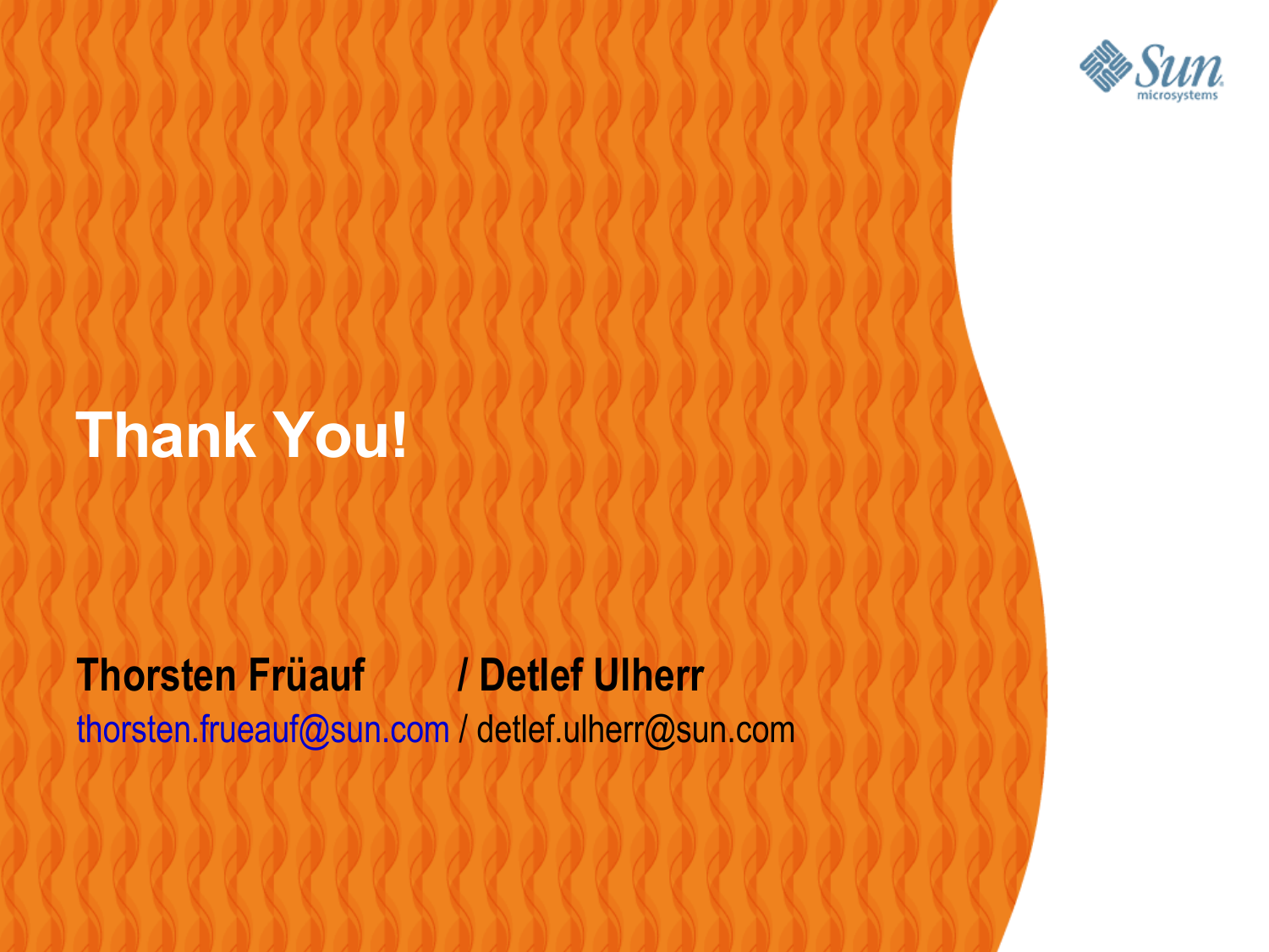# Thank You!

**Thorsten Früauf / Detlef Ulherr**

thorsten.frueauf@sun.com / detlef.ulherr@sun.com